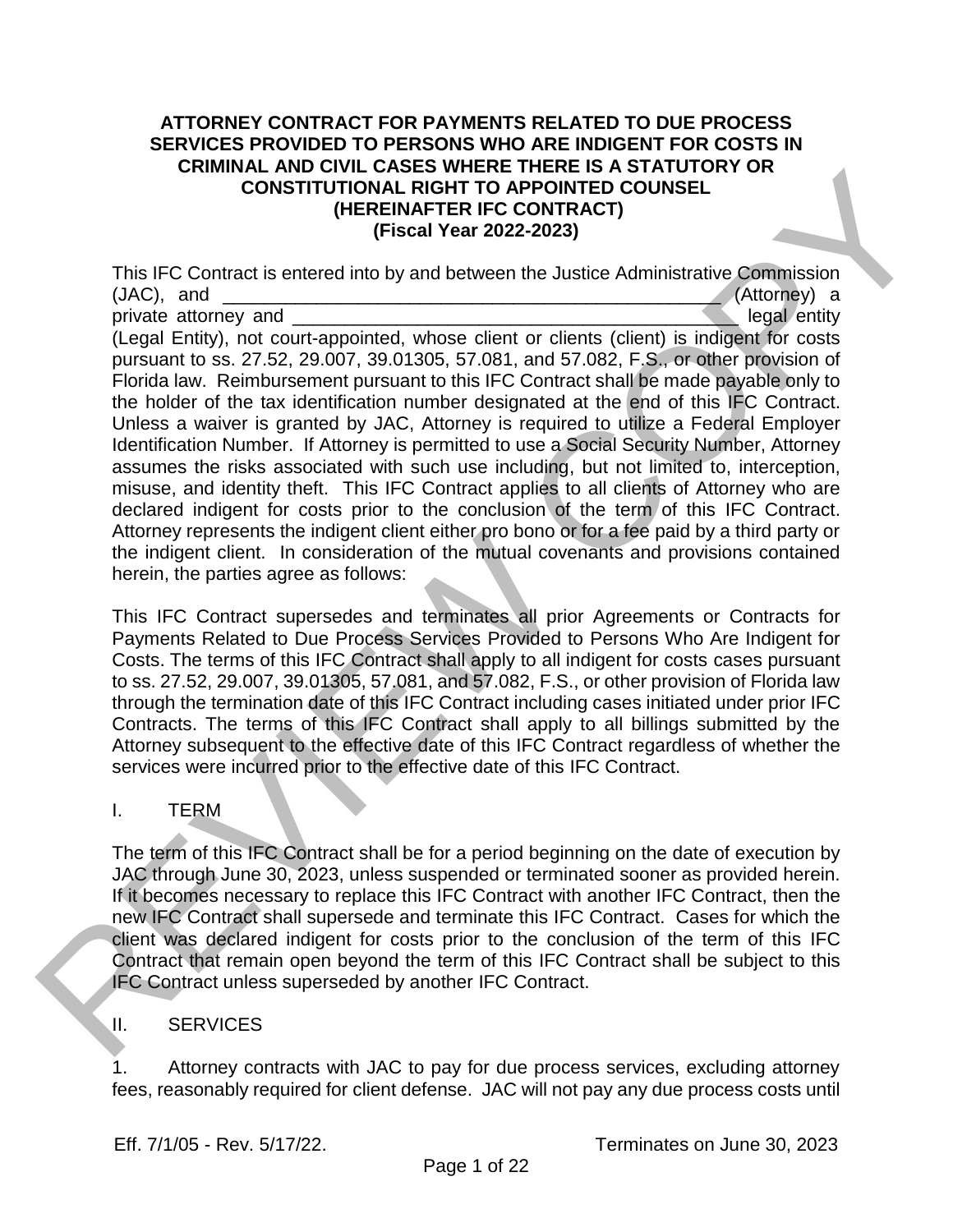# ATTORNEY CONTRACT FOR PAYMENTS RELATED TO DUE PROCESS SERVICES PROVIDED TO PERSONS WHO ARE INDIGENT FOR COSTS IN CRIMINAL AND CIVIL CASES WHERE THERE IS A STATUTORY OR CONSTITUTIONAL RIGHT TO APPOINTED COUNSEL (HEREINAFTER IFC CONTRACT) (Fiscal Year 2022-2023)

This IFC Contract is entered into by and between the Justice Administrative Commission (JAC), and ___________________________________________________ (Attorney) a private attorney and ______________________________________________ legal entity (Legal Entity), not court-appointed, whose client or clients (client) is indigent for costs pursuant to ss. 27.52, 29.007, 39.01305, 57.081, and 57.082, F.S., or other provision of Florida law. Reimbursement pursuant to this IFC Contract shall be made payable only to the holder of the tax identification number designated at the end of this IFC Contract. Unless a waiver is granted by JAC, Attorney is required to utilize a Federal Employer Identification Number. If Attorney is permitted to use a Social Security Number, Attorney assumes the risks associated with such use including, but not limited to, interception, misuse, and identity theft. This IFC Contract applies to all clients of Attorney who are declared indigent for costs prior to the conclusion of the term of this IFC Contract. Attorney represents the indigent client either pro bono or for a fee paid by a third party or the indigent client. In consideration of the mutual covenants and provisions contained herein, the parties agree as follows:

This IFC Contract supersedes and terminates all prior Agreements or Contracts for Payments Related to Due Process Services Provided to Persons Who Are Indigent for Costs. The terms of this IFC Contract shall apply to all indigent for costs cases pursuant to ss. 27.52, 29.007, 39.01305, 57.081, and 57.082, F.S., or other provision of Florida law through the termination date of this IFC Contract including cases initiated under prior IFC Contracts. The terms of this IFC Contract shall apply to all billings submitted by the Attorney subsequent to the effective date of this IFC Contract regardless of whether the services were incurred prior to the effective date of this IFC Contract.

## I. TERM

The term of this IFC Contract shall be for a period beginning on the date of execution by JAC through June 30, 2023, unless suspended or terminated sooner as provided herein. If it becomes necessary to replace this IFC Contract with another IFC Contract, then the new IFC Contract shall supersede and terminate this IFC Contract. Cases for which the client was declared indigent for costs prior to the conclusion of the term of this IFC Contract that remain open beyond the term of this IFC Contract shall be subject to this IFC Contract unless superseded by another IFC Contract.

## II. SERVICES

1. Attorney contracts with JAC to pay for due process services, excluding attorney fees, reasonably required for client defense. JAC will not pay any due process costs until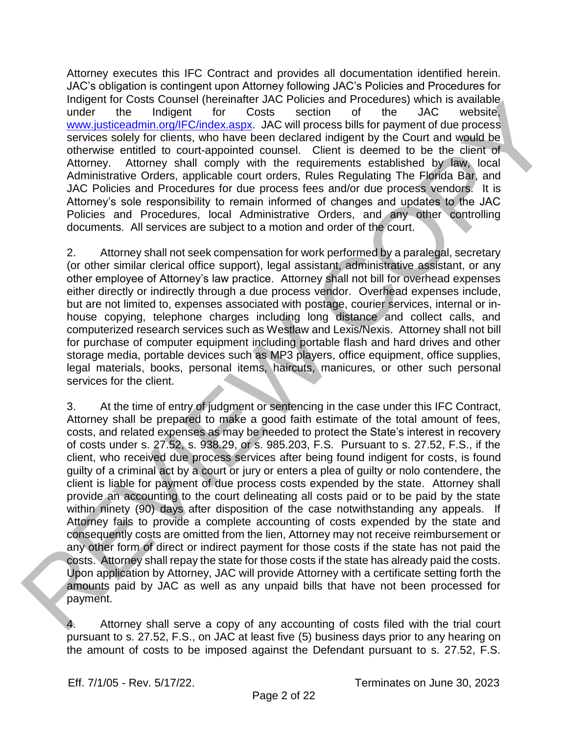Attorney executes this IFC Contract and provides all documentation identified herein. JAC's obligation is contingent upon Attorney following JAC's Policies and Procedures for Indigent for Costs Counsel (hereinafter JAC Policies and Procedures) which is available under the Indigent for Costs section of the JAC website, www.justiceadmin.org/IFC/index.aspx. JAC will process bills for payment of due process services solely for clients, who have been declared indigent by the Court and would be otherwise entitled to court-appointed counsel. Client is deemed to be the client of Attorney. Attorney shall comply with the requirements established by law, local Administrative Orders, applicable court orders, Rules Regulating The Florida Bar, and JAC Policies and Procedures for due process fees and/or due process vendors. It is Attorney's sole responsibility to remain informed of changes and updates to the JAC Policies and Procedures, local Administrative Orders, and any other controlling documents. All services are subject to a motion and order of the court.

2. Attorney shall not seek compensation for work performed by a paralegal, secretary (or other similar clerical office support), legal assistant, administrative assistant, or any other employee of Attorney's law practice. Attorney shall not bill for overhead expenses either directly or indirectly through a due process vendor. Overhead expenses include, but are not limited to, expenses associated with postage, courier services, internal or in-house copying, telephone charges including long distance and collect calls, and computerized research services such as Westlaw and Lexis/Nexis. Attorney shall not bill for purchase of computer equipment including portable flash and hard drives and other storage media, portable devices such as MP3 players, office equipment, office supplies, legal materials, books, personal items, haircuts, manicures, or other such personal services for the client.

3. At the time of entry of judgment or sentencing in the case under this IFC Contract, Attorney shall be prepared to make a good faith estimate of the total amount of fees, costs, and related expenses as may be needed to protect the State's interest in recovery of costs under s. 27.52, s. 938.29, or s. 985.203, F.S. Pursuant to s. 27.52, F.S., if the client, who received due process services after being found indigent for costs, is found guilty of a criminal act by a court or jury or enters a plea of guilty or nolo contendere, the client is liable for payment of due process costs expended by the state. Attorney shall provide an accounting to the court delineating all costs paid or to be paid by the state within ninety (90) days after disposition of the case notwithstanding any appeals. If Attorney fails to provide a complete accounting of costs expended by the state and consequently costs are omitted from the lien, Attorney may not receive reimbursement or any other form of direct or indirect payment for those costs if the state has not paid the costs. Attorney shall repay the state for those costs if the state has already paid the costs. Upon application by Attorney, JAC will provide Attorney with a certificate setting forth the amounts paid by JAC as well as any unpaid bills that have not been processed for payment.

4. Attorney shall serve a copy of any accounting of costs filed with the trial court pursuant to s. 27.52, F.S., on JAC at least five (5) business days prior to any hearing on the amount of costs to be imposed against the Defendant pursuant to s. 27.52, F.S.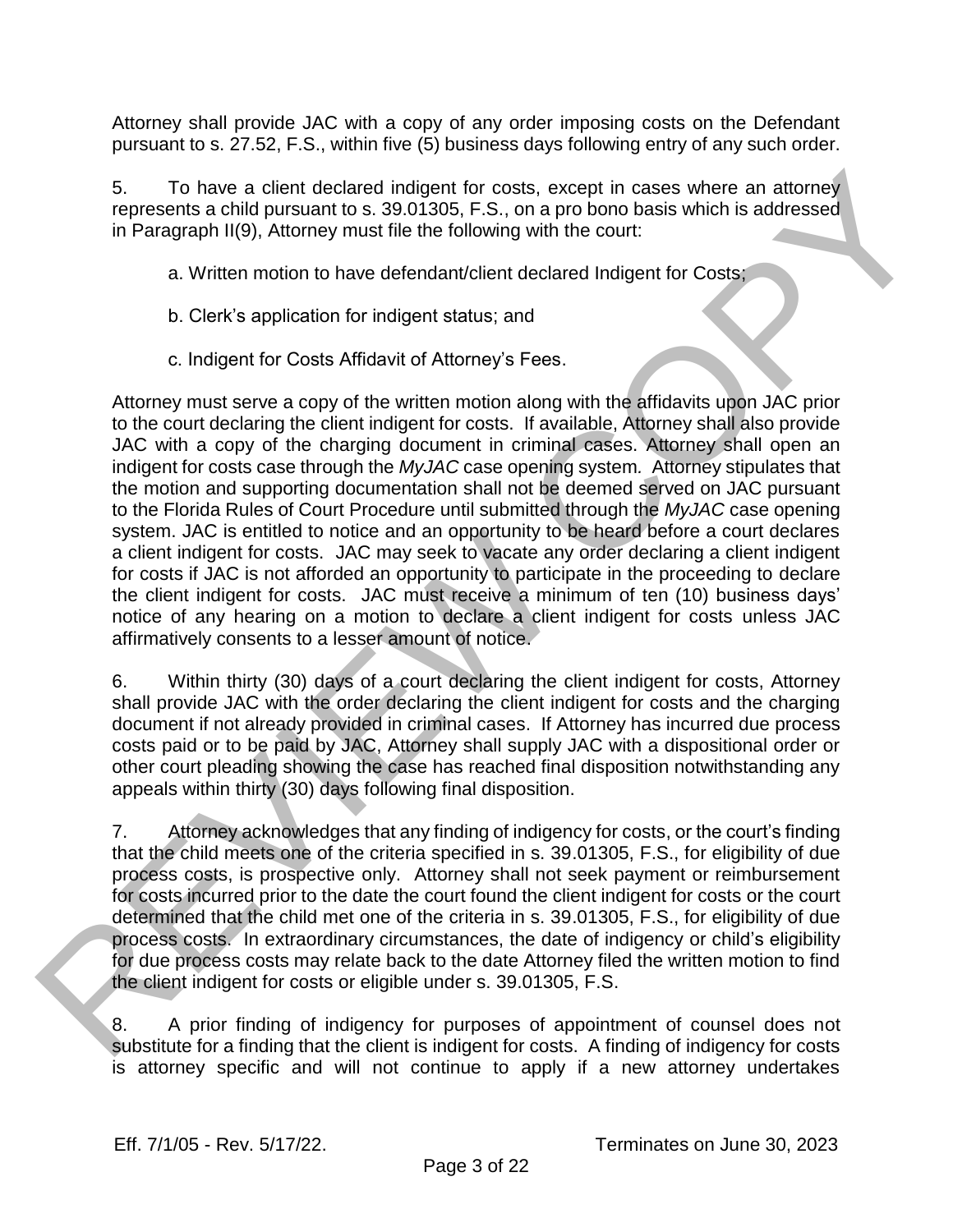Attorney shall provide JAC with a copy of any order imposing costs on the Defendant pursuant to s. 27.52, F.S., within five (5) business days following entry of any such order.

5. To have a client declared indigent for costs, except in cases where an attorney represents a child pursuant to s. 39.01305, F.S., on a pro bono basis which is addressed in Paragraph II(9), Attorney must file the following with the court:

a. Written motion to have defendant/client declared Indigent for Costs;

b. Clerk's application for indigent status; and

c. Indigent for Costs Affidavit of Attorney's Fees.

Attorney must serve a copy of the written motion along with the affidavits upon JAC prior to the court declaring the client indigent for costs. If available, Attorney shall also provide JAC with a copy of the charging document in criminal cases. Attorney shall open an indigent for costs case through the *MyJAC* case opening system. Attorney stipulates that the motion and supporting documentation shall not be deemed served on JAC pursuant to the Florida Rules of Court Procedure until submitted through the *MyJAC* case opening system. JAC is entitled to notice and an opportunity to be heard before a court declares a client indigent for costs. JAC may seek to vacate any order declaring a client indigent for costs if JAC is not afforded an opportunity to participate in the proceeding to declare the client indigent for costs. JAC must receive a minimum of ten (10) business days' notice of any hearing on a motion to declare a client indigent for costs unless JAC affirmatively consents to a lesser amount of notice.

6. Within thirty (30) days of a court declaring the client indigent for costs, Attorney shall provide JAC with the order declaring the client indigent for costs and the charging document if not already provided in criminal cases. If Attorney has incurred due process costs paid or to be paid by JAC, Attorney shall supply JAC with a dispositional order or other court pleading showing the case has reached final disposition notwithstanding any appeals within thirty (30) days following final disposition.

7. Attorney acknowledges that any finding of indigency for costs, or the court's finding that the child meets one of the criteria specified in s. 39.01305, F.S., for eligibility of due process costs, is prospective only. Attorney shall not seek payment or reimbursement for costs incurred prior to the date the court found the client indigent for costs or the court determined that the child met one of the criteria in s. 39.01305, F.S., for eligibility of due process costs. In extraordinary circumstances, the date of indigency or child's eligibility for due process costs may relate back to the date Attorney filed the written motion to find the client indigent for costs or eligible under s. 39.01305, F.S.

8. A prior finding of indigency for purposes of appointment of counsel does not substitute for a finding that the client is indigent for costs. A finding of indigency for costs is attorney specific and will not continue to apply if a new attorney undertakes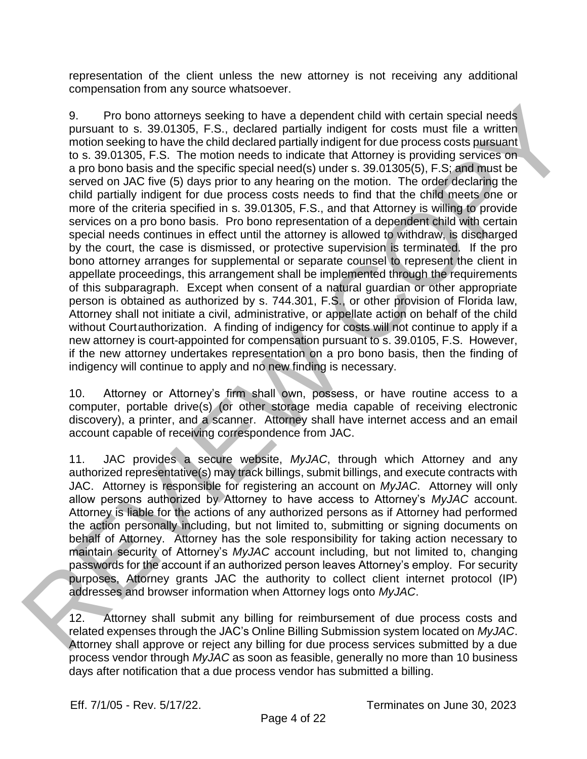representation of the client unless the new attorney is not receiving any additional compensation from any source whatsoever.

9. Pro bono attorneys seeking to have a dependent child with certain special needs pursuant to s. 39.01305, F.S., declared partially indigent for costs must file a written motion seeking to have the child declared partially indigent for due process costs pursuant to s. 39.01305, F.S. The motion needs to indicate that Attorney is providing services on a pro bono basis and the specific special need(s) under s. 39.01305(5), F.S; and must be served on JAC five (5) days prior to any hearing on the motion. The order declaring the child partially indigent for due process costs needs to find that the child meets one or more of the criteria specified in s. 39.01305, F.S., and that Attorney is willing to provide services on a pro bono basis. Pro bono representation of a dependent child with certain special needs continues in effect until the attorney is allowed to withdraw, is discharged by the court, the case is dismissed, or protective supervision is terminated. If the pro bono attorney arranges for supplemental or separate counsel to represent the client in appellate proceedings, this arrangement shall be implemented through the requirements of this subparagraph. Except when consent of a natural guardian or other appropriate person is obtained as authorized by s. 744.301, F.S., or other provision of Florida law, Attorney shall not initiate a civil, administrative, or appellate action on behalf of the child without Court authorization. A finding of indigency for costs will not continue to apply if a new attorney is court-appointed for compensation pursuant to s. 39.0105, F.S. However, if the new attorney undertakes representation on a pro bono basis, then the finding of indigency will continue to apply and no new finding is necessary.

10. Attorney or Attorney's firm shall own, possess, or have routine access to a computer, portable drive(s) (or other storage media capable of receiving electronic discovery), a printer, and a scanner. Attorney shall have internet access and an email account capable of receiving correspondence from JAC.

11. JAC provides a secure website, *MyJAC*, through which Attorney and any authorized representative(s) may track billings, submit billings, and execute contracts with JAC. Attorney is responsible for registering an account on *MyJAC*. Attorney will only allow persons authorized by Attorney to have access to Attorney's *MyJAC* account. Attorney is liable for the actions of any authorized persons as if Attorney had performed the action personally including, but not limited to, submitting or signing documents on behalf of Attorney. Attorney has the sole responsibility for taking action necessary to maintain security of Attorney's *MyJAC* account including, but not limited to, changing passwords for the account if an authorized person leaves Attorney's employ. For security purposes, Attorney grants JAC the authority to collect client internet protocol (IP) addresses and browser information when Attorney logs onto *MyJAC*.

12. Attorney shall submit any billing for reimbursement of due process costs and related expenses through the JAC's Online Billing Submission system located on *MyJAC*. Attorney shall approve or reject any billing for due process services submitted by a due process vendor through *MyJAC* as soon as feasible, generally no more than 10 business days after notification that a due process vendor has submitted a billing.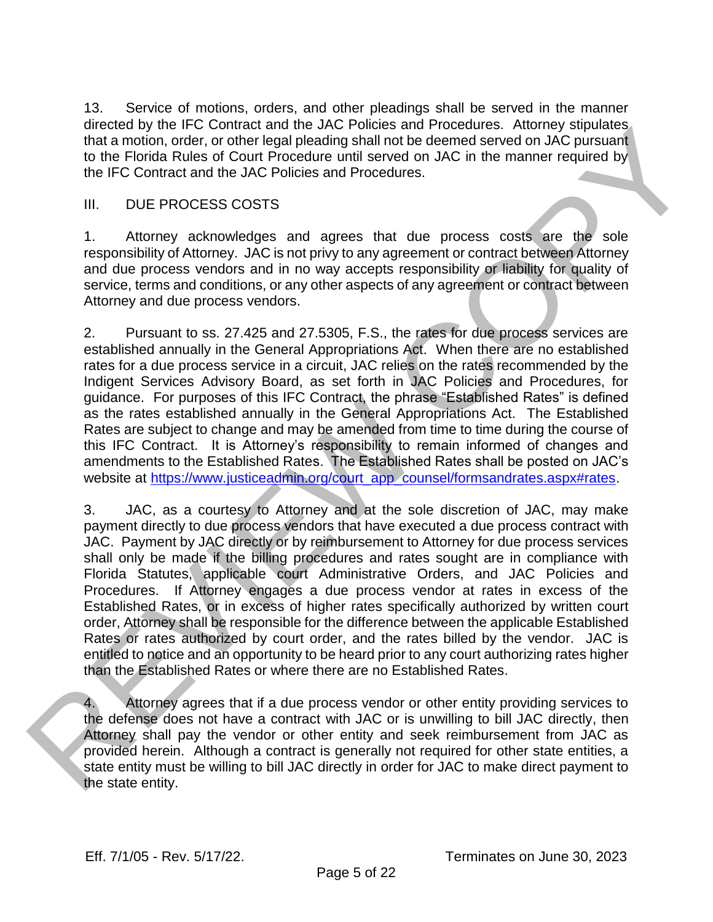13. Service of motions, orders, and other pleadings shall be served in the manner directed by the IFC Contract and the JAC Policies and Procedures. Attorney stipulates that a motion, order, or other legal pleading shall not be deemed served on JAC pursuant to the Florida Rules of Court Procedure until served on JAC in the manner required by the IFC Contract and the JAC Policies and Procedures.

## III. DUE PROCESS COSTS

1. Attorney acknowledges and agrees that due process costs are the sole responsibility of Attorney. JAC is not privy to any agreement or contract between Attorney and due process vendors and in no way accepts responsibility or liability for quality of service, terms and conditions, or any other aspects of any agreement or contract between Attorney and due process vendors.

2. Pursuant to ss. 27.425 and 27.5305, F.S., the rates for due process services are established annually in the General Appropriations Act. When there are no established rates for a due process service in a circuit, JAC relies on the rates recommended by the Indigent Services Advisory Board, as set forth in JAC Policies and Procedures, for guidance. For purposes of this IFC Contract, the phrase "Established Rates" is defined as the rates established annually in the General Appropriations Act. The Established Rates are subject to change and may be amended from time to time during the course of this IFC Contract. It is Attorney's responsibility to remain informed of changes and amendments to the Established Rates. The Established Rates shall be posted on JAC's website at https://www.justiceadmin.org/court_app_counsel/formsandrates.aspx#rates.

3. JAC, as a courtesy to Attorney and at the sole discretion of JAC, may make payment directly to due process vendors that have executed a due process contract with JAC. Payment by JAC directly or by reimbursement to Attorney for due process services shall only be made if the billing procedures and rates sought are in compliance with Florida Statutes, applicable court Administrative Orders, and JAC Policies and Procedures. If Attorney engages a due process vendor at rates in excess of the Established Rates, or in excess of higher rates specifically authorized by written court order, Attorney shall be responsible for the difference between the applicable Established Rates or rates authorized by court order, and the rates billed by the vendor. JAC is entitled to notice and an opportunity to be heard prior to any court authorizing rates higher than the Established Rates or where there are no Established Rates.

4. Attorney agrees that if a due process vendor or other entity providing services to the defense does not have a contract with JAC or is unwilling to bill JAC directly, then Attorney shall pay the vendor or other entity and seek reimbursement from JAC as provided herein. Although a contract is generally not required for other state entities, a state entity must be willing to bill JAC directly in order for JAC to make direct payment to the state entity.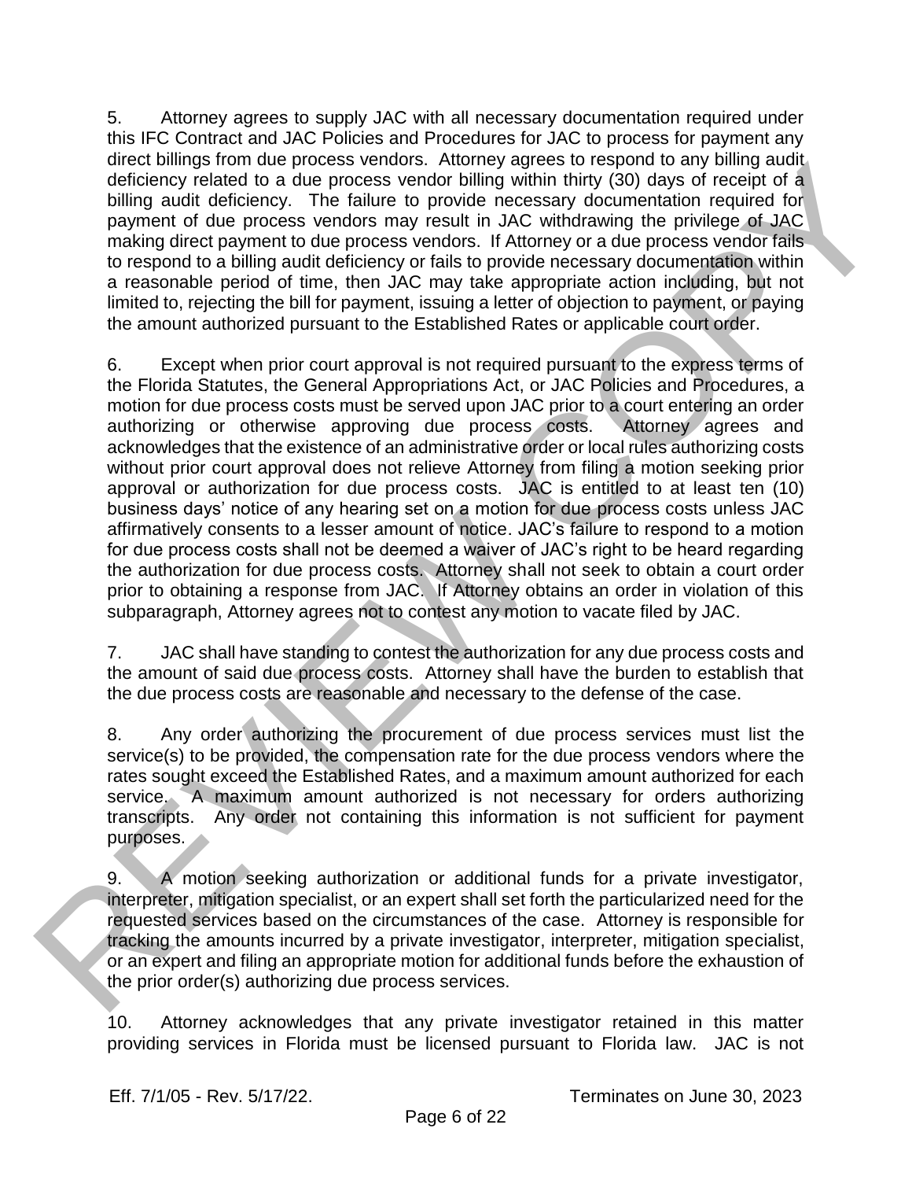5. Attorney agrees to supply JAC with all necessary documentation required under this IFC Contract and JAC Policies and Procedures for JAC to process for payment any direct billings from due process vendors. Attorney agrees to respond to any billing audit deficiency related to a due process vendor billing within thirty (30) days of receipt of a billing audit deficiency. The failure to provide necessary documentation required for payment of due process vendors may result in JAC withdrawing the privilege of JAC making direct payment to due process vendors. If Attorney or a due process vendor fails to respond to a billing audit deficiency or fails to provide necessary documentation within a reasonable period of time, then JAC may take appropriate action including, but not limited to, rejecting the bill for payment, issuing a letter of objection to payment, or paying the amount authorized pursuant to the Established Rates or applicable court order.

6. Except when prior court approval is not required pursuant to the express terms of the Florida Statutes, the General Appropriations Act, or JAC Policies and Procedures, a motion for due process costs must be served upon JAC prior to a court entering an order authorizing or otherwise approving due process costs. Attorney agrees and acknowledges that the existence of an administrative order or local rules authorizing costs without prior court approval does not relieve Attorney from filing a motion seeking prior approval or authorization for due process costs. JAC is entitled to at least ten (10) business days' notice of any hearing set on a motion for due process costs unless JAC affirmatively consents to a lesser amount of notice. JAC's failure to respond to a motion for due process costs shall not be deemed a waiver of JAC's right to be heard regarding the authorization for due process costs. Attorney shall not seek to obtain a court order prior to obtaining a response from JAC. If Attorney obtains an order in violation of this subparagraph, Attorney agrees not to contest any motion to vacate filed by JAC.

7. JAC shall have standing to contest the authorization for any due process costs and the amount of said due process costs. Attorney shall have the burden to establish that the due process costs are reasonable and necessary to the defense of the case.

8. Any order authorizing the procurement of due process services must list the service(s) to be provided, the compensation rate for the due process vendors where the rates sought exceed the Established Rates, and a maximum amount authorized for each service. A maximum amount authorized is not necessary for orders authorizing transcripts. Any order not containing this information is not sufficient for payment purposes.

9. A motion seeking authorization or additional funds for a private investigator, interpreter, mitigation specialist, or an expert shall set forth the particularized need for the requested services based on the circumstances of the case. Attorney is responsible for tracking the amounts incurred by a private investigator, interpreter, mitigation specialist, or an expert and filing an appropriate motion for additional funds before the exhaustion of the prior order(s) authorizing due process services.

10. Attorney acknowledges that any private investigator retained in this matter providing services in Florida must be licensed pursuant to Florida law. JAC is not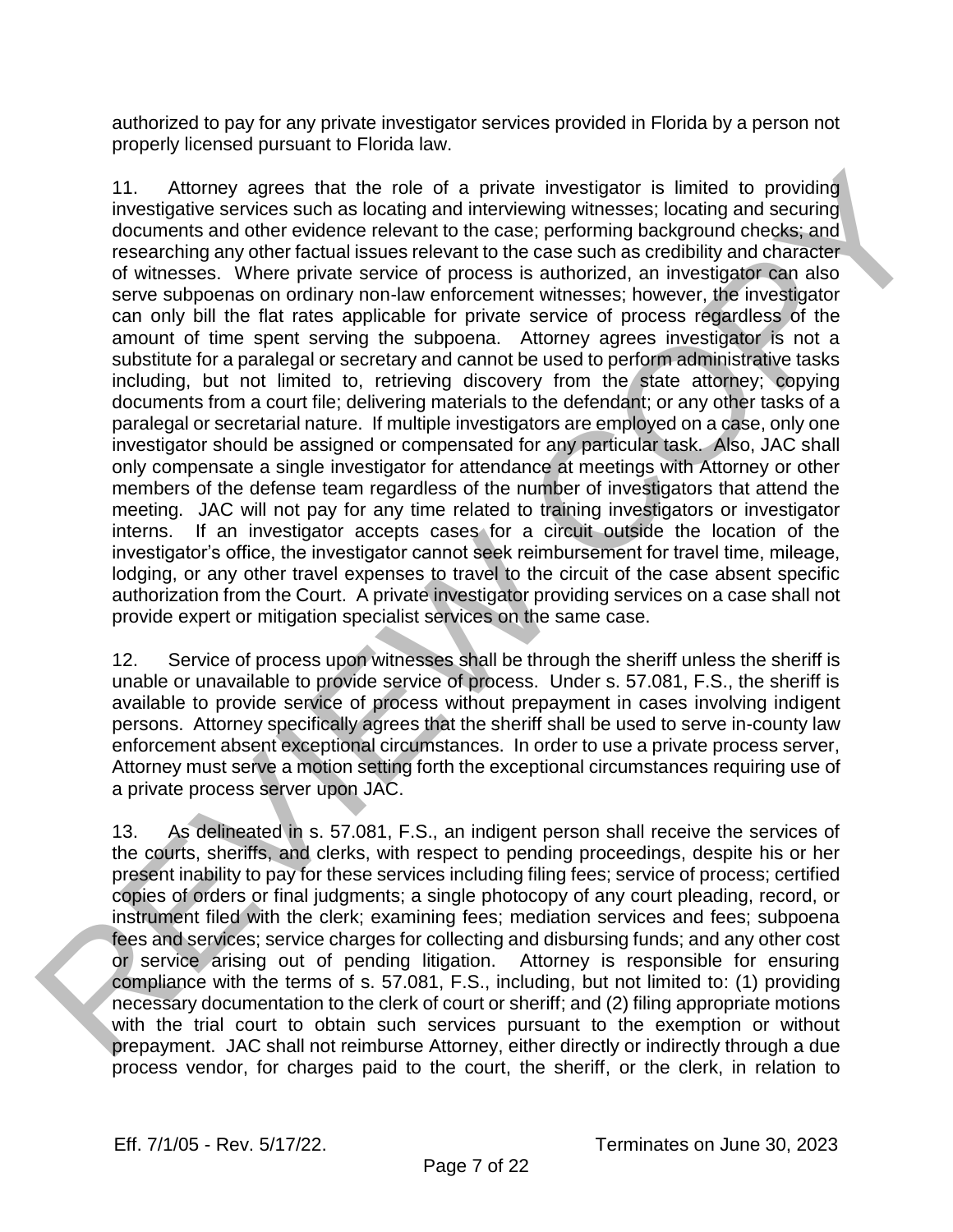authorized to pay for any private investigator services provided in Florida by a person not properly licensed pursuant to Florida law.

11. Attorney agrees that the role of a private investigator is limited to providing investigative services such as locating and interviewing witnesses; locating and securing documents and other evidence relevant to the case; performing background checks; and researching any other factual issues relevant to the case such as credibility and character of witnesses. Where private service of process is authorized, an investigator can also serve subpoenas on ordinary non-law enforcement witnesses; however, the investigator can only bill the flat rates applicable for private service of process regardless of the amount of time spent serving the subpoena. Attorney agrees investigator is not a substitute for a paralegal or secretary and cannot be used to perform administrative tasks including, but not limited to, retrieving discovery from the state attorney; copying documents from a court file; delivering materials to the defendant; or any other tasks of a paralegal or secretarial nature. If multiple investigators are employed on a case, only one investigator should be assigned or compensated for any particular task. Also, JAC shall only compensate a single investigator for attendance at meetings with Attorney or other members of the defense team regardless of the number of investigators that attend the meeting. JAC will not pay for any time related to training investigators or investigator interns. If an investigator accepts cases for a circuit outside the location of the investigator's office, the investigator cannot seek reimbursement for travel time, mileage, lodging, or any other travel expenses to travel to the circuit of the case absent specific authorization from the Court. A private investigator providing services on a case shall not provide expert or mitigation specialist services on the same case.

12. Service of process upon witnesses shall be through the sheriff unless the sheriff is unable or unavailable to provide service of process. Under s. 57.081, F.S., the sheriff is available to provide service of process without prepayment in cases involving indigent persons. Attorney specifically agrees that the sheriff shall be used to serve in-county law enforcement absent exceptional circumstances. In order to use a private process server, Attorney must serve a motion setting forth the exceptional circumstances requiring use of a private process server upon JAC.

13. As delineated in s. 57.081, F.S., an indigent person shall receive the services of the courts, sheriffs, and clerks, with respect to pending proceedings, despite his or her present inability to pay for these services including filing fees; service of process; certified copies of orders or final judgments; a single photocopy of any court pleading, record, or instrument filed with the clerk; examining fees; mediation services and fees; subpoena fees and services; service charges for collecting and disbursing funds; and any other cost or service arising out of pending litigation. Attorney is responsible for ensuring compliance with the terms of s. 57.081, F.S., including, but not limited to: (1) providing necessary documentation to the clerk of court or sheriff; and (2) filing appropriate motions with the trial court to obtain such services pursuant to the exemption or without prepayment. JAC shall not reimburse Attorney, either directly or indirectly through a due process vendor, for charges paid to the court, the sheriff, or the clerk, in relation to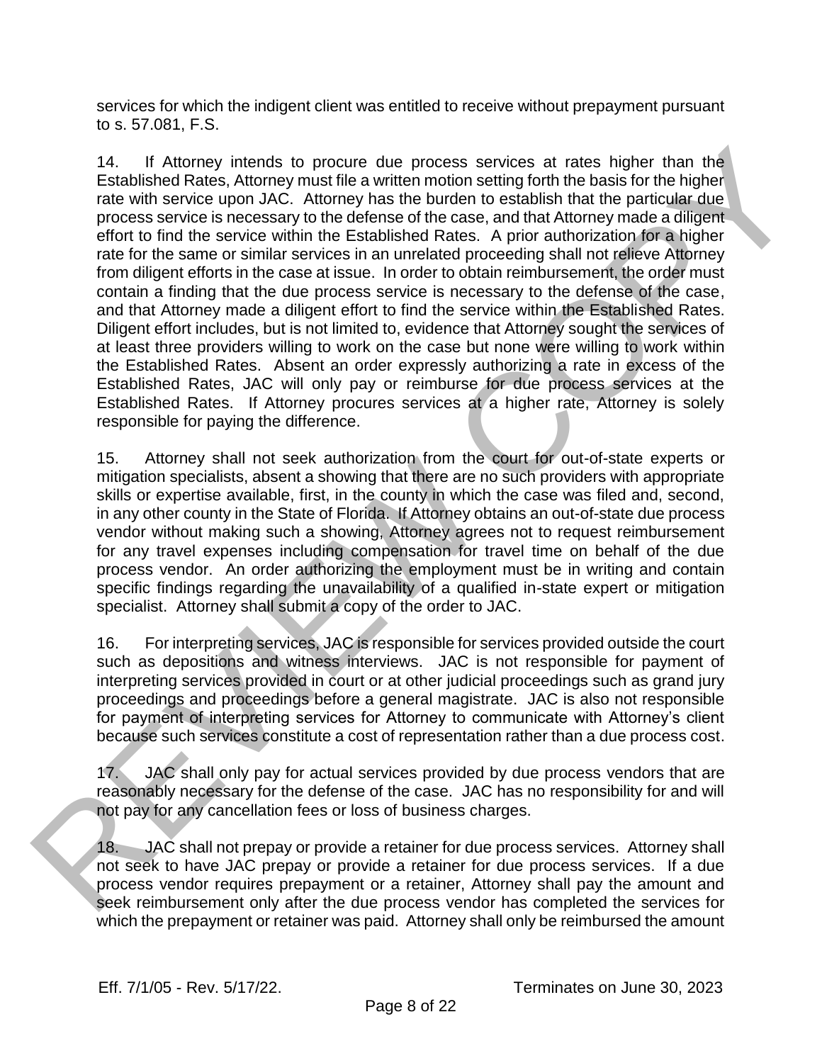services for which the indigent client was entitled to receive without prepayment pursuant to s. 57.081, F.S.

14. If Attorney intends to procure due process services at rates higher than the Established Rates, Attorney must file a written motion setting forth the basis for the higher rate with service upon JAC. Attorney has the burden to establish that the particular due process service is necessary to the defense of the case, and that Attorney made a diligent effort to find the service within the Established Rates. A prior authorization for a higher rate for the same or similar services in an unrelated proceeding shall not relieve Attorney from diligent efforts in the case at issue. In order to obtain reimbursement, the order must contain a finding that the due process service is necessary to the defense of the case, and that Attorney made a diligent effort to find the service within the Established Rates. Diligent effort includes, but is not limited to, evidence that Attorney sought the services of at least three providers willing to work on the case but none were willing to work within the Established Rates. Absent an order expressly authorizing a rate in excess of the Established Rates, JAC will only pay or reimburse for due process services at the Established Rates. If Attorney procures services at a higher rate, Attorney is solely responsible for paying the difference.

15. Attorney shall not seek authorization from the court for out-of-state experts or mitigation specialists, absent a showing that there are no such providers with appropriate skills or expertise available, first, in the county in which the case was filed and, second, in any other county in the State of Florida. If Attorney obtains an out-of-state due process vendor without making such a showing, Attorney agrees not to request reimbursement for any travel expenses including compensation for travel time on behalf of the due process vendor. An order authorizing the employment must be in writing and contain specific findings regarding the unavailability of a qualified in-state expert or mitigation specialist. Attorney shall submit a copy of the order to JAC.

16. For interpreting services, JAC is responsible for services provided outside the court such as depositions and witness interviews. JAC is not responsible for payment of interpreting services provided in court or at other judicial proceedings such as grand jury proceedings and proceedings before a general magistrate. JAC is also not responsible for payment of interpreting services for Attorney to communicate with Attorney's client because such services constitute a cost of representation rather than a due process cost.

17. JAC shall only pay for actual services provided by due process vendors that are reasonably necessary for the defense of the case. JAC has no responsibility for and will not pay for any cancellation fees or loss of business charges.

18. JAC shall not prepay or provide a retainer for due process services. Attorney shall not seek to have JAC prepay or provide a retainer for due process services. If a due process vendor requires prepayment or a retainer, Attorney shall pay the amount and seek reimbursement only after the due process vendor has completed the services for which the prepayment or retainer was paid. Attorney shall only be reimbursed the amount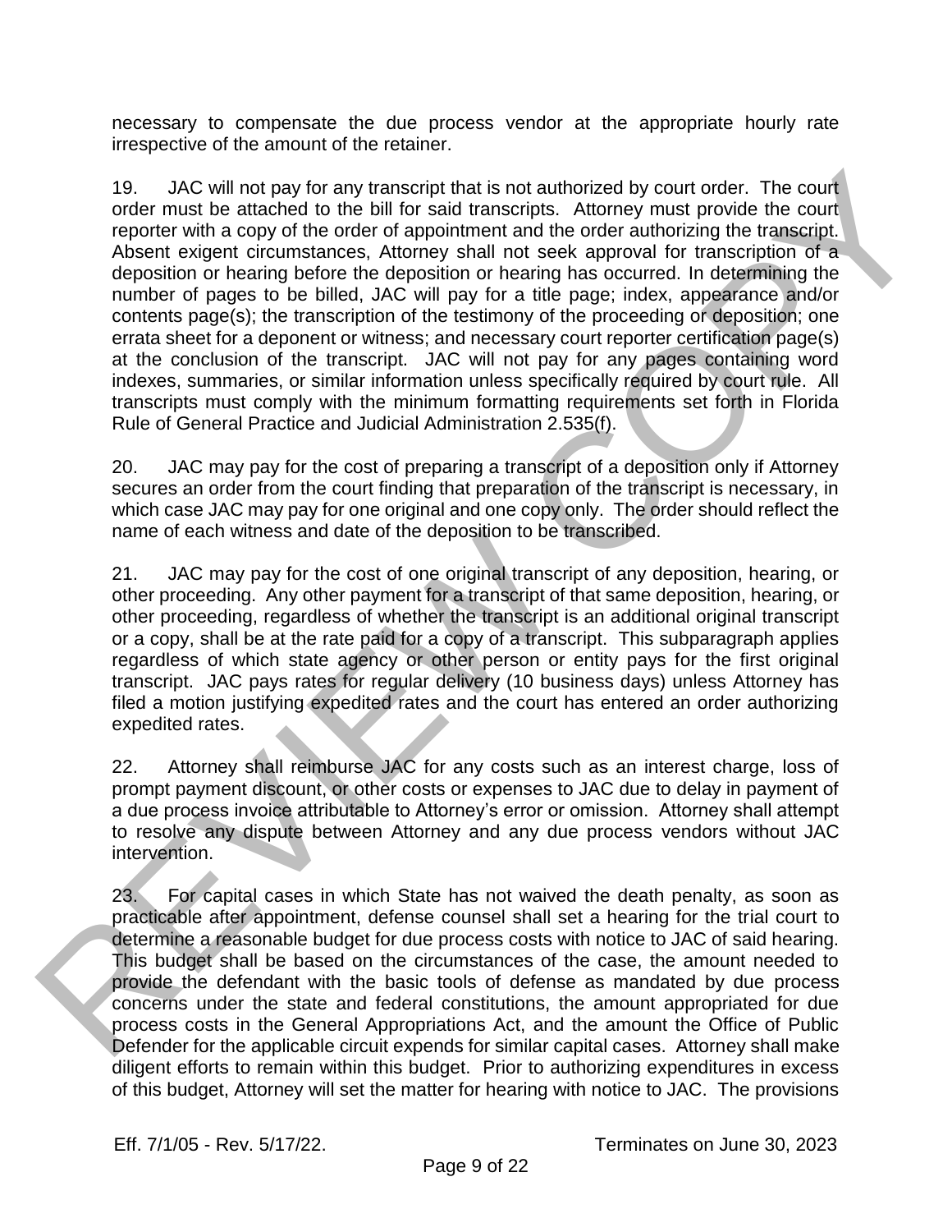necessary to compensate the due process vendor at the appropriate hourly rate irrespective of the amount of the retainer.

19. JAC will not pay for any transcript that is not authorized by court order. The court order must be attached to the bill for said transcripts. Attorney must provide the court reporter with a copy of the order of appointment and the order authorizing the transcript. Absent exigent circumstances, Attorney shall not seek approval for transcription of a deposition or hearing before the deposition or hearing has occurred. In determining the number of pages to be billed, JAC will pay for a title page; index, appearance and/or contents page(s); the transcription of the testimony of the proceeding or deposition; one errata sheet for a deponent or witness; and necessary court reporter certification page(s) at the conclusion of the transcript. JAC will not pay for any pages containing word indexes, summaries, or similar information unless specifically required by court rule. All transcripts must comply with the minimum formatting requirements set forth in Florida Rule of General Practice and Judicial Administration 2.535(f).

20. JAC may pay for the cost of preparing a transcript of a deposition only if Attorney secures an order from the court finding that preparation of the transcript is necessary, in which case JAC may pay for one original and one copy only. The order should reflect the name of each witness and date of the deposition to be transcribed.

21. JAC may pay for the cost of one original transcript of any deposition, hearing, or other proceeding. Any other payment for a transcript of that same deposition, hearing, or other proceeding, regardless of whether the transcript is an additional original transcript or a copy, shall be at the rate paid for a copy of a transcript. This subparagraph applies regardless of which state agency or other person or entity pays for the first original transcript. JAC pays rates for regular delivery (10 business days) unless Attorney has filed a motion justifying expedited rates and the court has entered an order authorizing expedited rates.

22. Attorney shall reimburse JAC for any costs such as an interest charge, loss of prompt payment discount, or other costs or expenses to JAC due to delay in payment of a due process invoice attributable to Attorney's error or omission. Attorney shall attempt to resolve any dispute between Attorney and any due process vendors without JAC intervention.

23. For capital cases in which State has not waived the death penalty, as soon as practicable after appointment, defense counsel shall set a hearing for the trial court to determine a reasonable budget for due process costs with notice to JAC of said hearing. This budget shall be based on the circumstances of the case, the amount needed to provide the defendant with the basic tools of defense as mandated by due process concerns under the state and federal constitutions, the amount appropriated for due process costs in the General Appropriations Act, and the amount the Office of Public Defender for the applicable circuit expends for similar capital cases. Attorney shall make diligent efforts to remain within this budget. Prior to authorizing expenditures in excess of this budget, Attorney will set the matter for hearing with notice to JAC. The provisions

Eff. 7/1/05 - Rev. 5/17/22. Terminates on June 30, 2023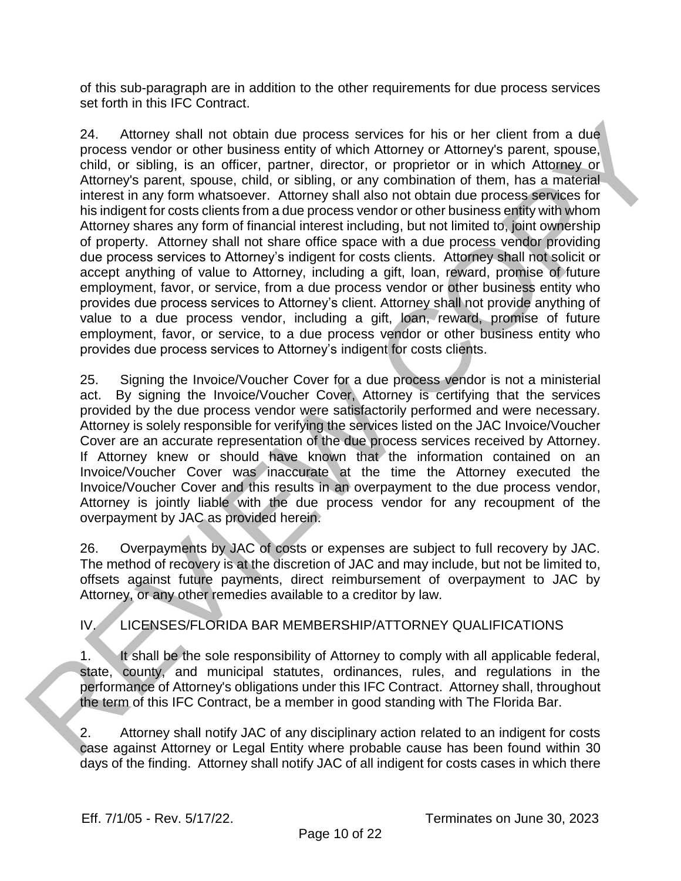of this sub-paragraph are in addition to the other requirements for due process services set forth in this IFC Contract.

24. Attorney shall not obtain due process services for his or her client from a due process vendor or other business entity of which Attorney or Attorney's parent, spouse, child, or sibling, is an officer, partner, director, or proprietor or in which Attorney or Attorney's parent, spouse, child, or sibling, or any combination of them, has a material interest in any form whatsoever. Attorney shall also not obtain due process services for his indigent for costs clients from a due process vendor or other business entity with whom Attorney shares any form of financial interest including, but not limited to, joint ownership of property. Attorney shall not share office space with a due process vendor providing due process services to Attorney's indigent for costs clients. Attorney shall not solicit or accept anything of value to Attorney, including a gift, loan, reward, promise of future employment, favor, or service, from a due process vendor or other business entity who provides due process services to Attorney's client. Attorney shall not provide anything of value to a due process vendor, including a gift, loan, reward, promise of future employment, favor, or service, to a due process vendor or other business entity who provides due process services to Attorney's indigent for costs clients.

25. Signing the Invoice/Voucher Cover for a due process vendor is not a ministerial act. By signing the Invoice/Voucher Cover, Attorney is certifying that the services provided by the due process vendor were satisfactorily performed and were necessary. Attorney is solely responsible for verifying the services listed on the JAC Invoice/Voucher Cover are an accurate representation of the due process services received by Attorney. If Attorney knew or should have known that the information contained on an Invoice/Voucher Cover was inaccurate at the time the Attorney executed the Invoice/Voucher Cover and this results in an overpayment to the due process vendor, Attorney is jointly liable with the due process vendor for any recoupment of the overpayment by JAC as provided herein.

26. Overpayments by JAC of costs or expenses are subject to full recovery by JAC. The method of recovery is at the discretion of JAC and may include, but not be limited to, offsets against future payments, direct reimbursement of overpayment to JAC by Attorney, or any other remedies available to a creditor by law.

## IV. LICENSES/FLORIDA BAR MEMBERSHIP/ATTORNEY QUALIFICATIONS

1. It shall be the sole responsibility of Attorney to comply with all applicable federal, state, county, and municipal statutes, ordinances, rules, and regulations in the performance of Attorney's obligations under this IFC Contract. Attorney shall, throughout the term of this IFC Contract, be a member in good standing with The Florida Bar.

2. Attorney shall notify JAC of any disciplinary action related to an indigent for costs case against Attorney or Legal Entity where probable cause has been found within 30 days of the finding. Attorney shall notify JAC of all indigent for costs cases in which there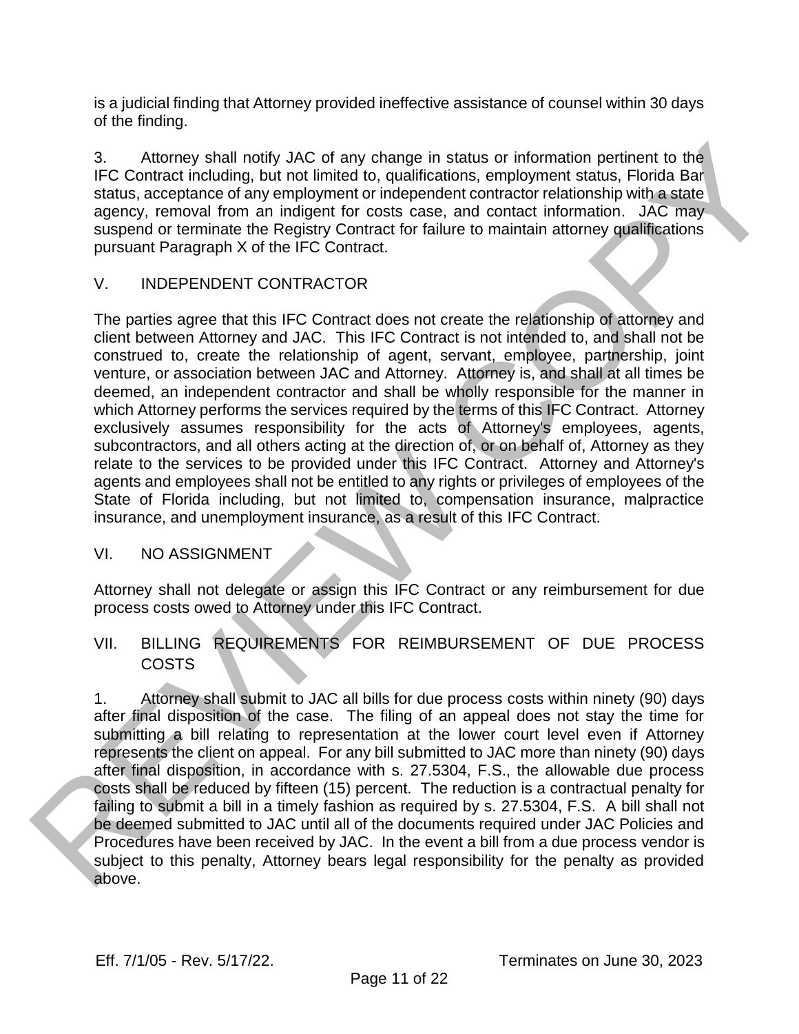is a judicial finding that Attorney provided ineffective assistance of counsel within 30 days of the finding.

3. Attorney shall notify JAC of any change in status or information pertinent to the IFC Contract including, but not limited to, qualifications, employment status, Florida Bar status, acceptance of any employment or independent contractor relationship with a state agency, removal from an indigent for costs case, and contact information. JAC may suspend or terminate the Registry Contract for failure to maintain attorney qualifications pursuant Paragraph X of the IFC Contract.

## V. INDEPENDENT CONTRACTOR

The parties agree that this IFC Contract does not create the relationship of attorney and client between Attorney and JAC. This IFC Contract is not intended to, and shall not be construed to, create the relationship of agent, servant, employee, partnership, joint venture, or association between JAC and Attorney. Attorney is, and shall at all times be deemed, an independent contractor and shall be wholly responsible for the manner in which Attorney performs the services required by the terms of this IFC Contract. Attorney exclusively assumes responsibility for the acts of Attorney's employees, agents, subcontractors, and all others acting at the direction of, or on behalf of, Attorney as they relate to the services to be provided under this IFC Contract. Attorney and Attorney's agents and employees shall not be entitled to any rights or privileges of employees of the State of Florida including, but not limited to, compensation insurance, malpractice insurance, and unemployment insurance, as a result of this IFC Contract.

## VI. NO ASSIGNMENT

Attorney shall not delegate or assign this IFC Contract or any reimbursement for due process costs owed to Attorney under this IFC Contract.

## VII. BILLING REQUIREMENTS FOR REIMBURSEMENT OF DUE PROCESS COSTS

1. Attorney shall submit to JAC all bills for due process costs within ninety (90) days after final disposition of the case. The filing of an appeal does not stay the time for submitting a bill relating to representation at the lower court level even if Attorney represents the client on appeal. For any bill submitted to JAC more than ninety (90) days after final disposition, in accordance with s. 27.5304, F.S., the allowable due process costs shall be reduced by fifteen (15) percent. The reduction is a contractual penalty for failing to submit a bill in a timely fashion as required by s. 27.5304, F.S. A bill shall not be deemed submitted to JAC until all of the documents required under JAC Policies and Procedures have been received by JAC. In the event a bill from a due process vendor is subject to this penalty, Attorney bears legal responsibility for the penalty as provided above.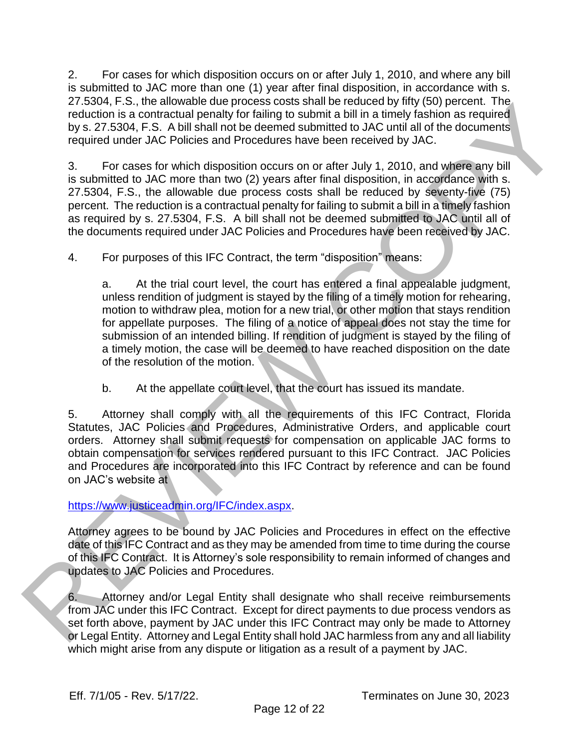2. For cases for which disposition occurs on or after July 1, 2010, and where any bill is submitted to JAC more than one (1) year after final disposition, in accordance with s. 27.5304, F.S., the allowable due process costs shall be reduced by fifty (50) percent. The reduction is a contractual penalty for failing to submit a bill in a timely fashion as required by s. 27.5304, F.S. A bill shall not be deemed submitted to JAC until all of the documents required under JAC Policies and Procedures have been received by JAC.

3. For cases for which disposition occurs on or after July 1, 2010, and where any bill is submitted to JAC more than two (2) years after final disposition, in accordance with s. 27.5304, F.S., the allowable due process costs shall be reduced by seventy-five (75) percent. The reduction is a contractual penalty for failing to submit a bill in a timely fashion as required by s. 27.5304, F.S. A bill shall not be deemed submitted to JAC until all of the documents required under JAC Policies and Procedures have been received by JAC.

4. For purposes of this IFC Contract, the term "disposition" means:

   a. At the trial court level, the court has entered a final appealable judgment, unless rendition of judgment is stayed by the filing of a timely motion for rehearing, motion to withdraw plea, motion for a new trial, or other motion that stays rendition for appellate purposes. The filing of a notice of appeal does not stay the time for submission of an intended billing. If rendition of judgment is stayed by the filing of a timely motion, the case will be deemed to have reached disposition on the date of the resolution of the motion.

   b. At the appellate court level, that the court has issued its mandate.

5. Attorney shall comply with all the requirements of this IFC Contract, Florida Statutes, JAC Policies and Procedures, Administrative Orders, and applicable court orders. Attorney shall submit requests for compensation on applicable JAC forms to obtain compensation for services rendered pursuant to this IFC Contract. JAC Policies and Procedures are incorporated into this IFC Contract by reference and can be found on JAC's website at

https://www.justiceadmin.org/IFC/index.aspx.

Attorney agrees to be bound by JAC Policies and Procedures in effect on the effective date of this IFC Contract and as they may be amended from time to time during the course of this IFC Contract. It is Attorney's sole responsibility to remain informed of changes and updates to JAC Policies and Procedures.

6. Attorney and/or Legal Entity shall designate who shall receive reimbursements from JAC under this IFC Contract. Except for direct payments to due process vendors as set forth above, payment by JAC under this IFC Contract may only be made to Attorney or Legal Entity. Attorney and Legal Entity shall hold JAC harmless from any and all liability which might arise from any dispute or litigation as a result of a payment by JAC.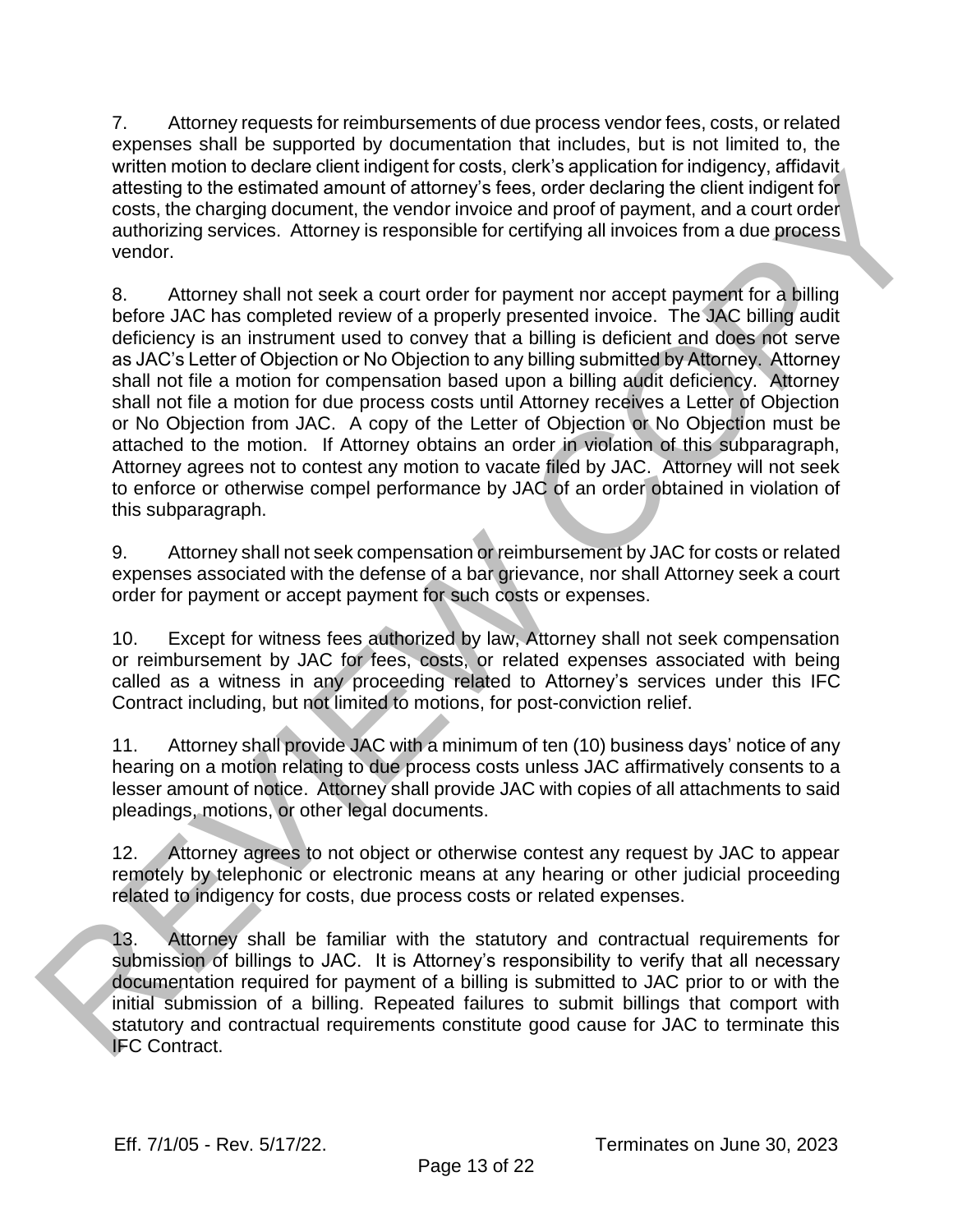7. Attorney requests for reimbursements of due process vendor fees, costs, or related expenses shall be supported by documentation that includes, but is not limited to, the written motion to declare client indigent for costs, clerk's application for indigency, affidavit attesting to the estimated amount of attorney's fees, order declaring the client indigent for costs, the charging document, the vendor invoice and proof of payment, and a court order authorizing services. Attorney is responsible for certifying all invoices from a due process vendor.

8. Attorney shall not seek a court order for payment nor accept payment for a billing before JAC has completed review of a properly presented invoice. The JAC billing audit deficiency is an instrument used to convey that a billing is deficient and does not serve as JAC's Letter of Objection or No Objection to any billing submitted by Attorney. Attorney shall not file a motion for compensation based upon a billing audit deficiency. Attorney shall not file a motion for due process costs until Attorney receives a Letter of Objection or No Objection from JAC. A copy of the Letter of Objection or No Objection must be attached to the motion. If Attorney obtains an order in violation of this subparagraph, Attorney agrees not to contest any motion to vacate filed by JAC. Attorney will not seek to enforce or otherwise compel performance by JAC of an order obtained in violation of this subparagraph.

9. Attorney shall not seek compensation or reimbursement by JAC for costs or related expenses associated with the defense of a bar grievance, nor shall Attorney seek a court order for payment or accept payment for such costs or expenses.

10. Except for witness fees authorized by law, Attorney shall not seek compensation or reimbursement by JAC for fees, costs, or related expenses associated with being called as a witness in any proceeding related to Attorney's services under this IFC Contract including, but not limited to motions, for post-conviction relief.

11. Attorney shall provide JAC with a minimum of ten (10) business days' notice of any hearing on a motion relating to due process costs unless JAC affirmatively consents to a lesser amount of notice. Attorney shall provide JAC with copies of all attachments to said pleadings, motions, or other legal documents.

12. Attorney agrees to not object or otherwise contest any request by JAC to appear remotely by telephonic or electronic means at any hearing or other judicial proceeding related to indigency for costs, due process costs or related expenses.

13. Attorney shall be familiar with the statutory and contractual requirements for submission of billings to JAC. It is Attorney's responsibility to verify that all necessary documentation required for payment of a billing is submitted to JAC prior to or with the initial submission of a billing. Repeated failures to submit billings that comport with statutory and contractual requirements constitute good cause for JAC to terminate this IFC Contract.

Eff. 7/1/05 - Rev. 5/17/22. Terminates on June 30, 2023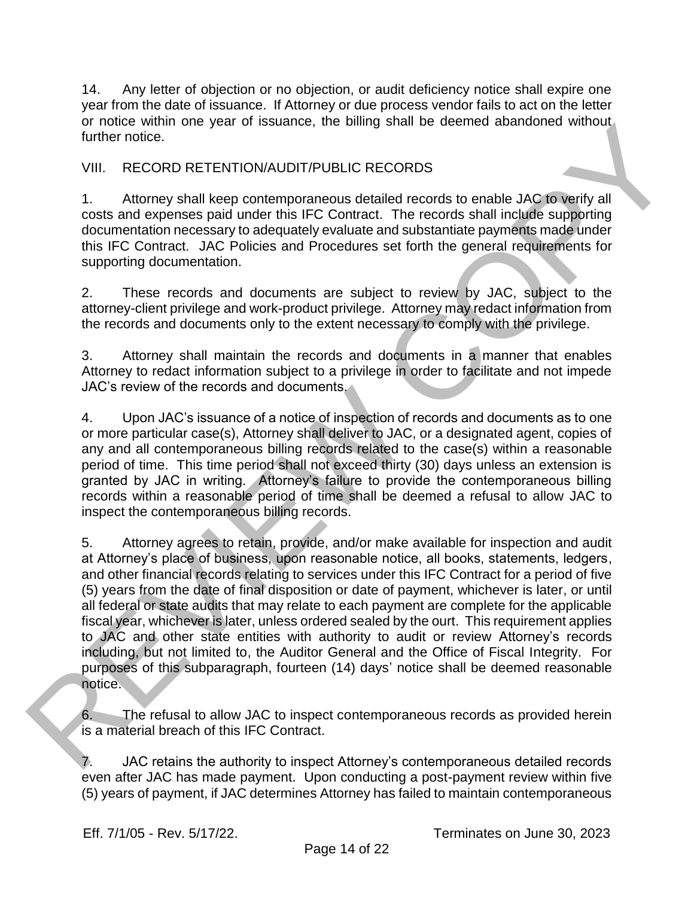14. Any letter of objection or no objection, or audit deficiency notice shall expire one year from the date of issuance. If Attorney or due process vendor fails to act on the letter or notice within one year of issuance, the billing shall be deemed abandoned without further notice.

## VIII. RECORD RETENTION/AUDIT/PUBLIC RECORDS

1. Attorney shall keep contemporaneous detailed records to enable JAC to verify all costs and expenses paid under this IFC Contract. The records shall include supporting documentation necessary to adequately evaluate and substantiate payments made under this IFC Contract. JAC Policies and Procedures set forth the general requirements for supporting documentation.

2. These records and documents are subject to review by JAC, subject to the attorney-client privilege and work-product privilege. Attorney may redact information from the records and documents only to the extent necessary to comply with the privilege.

3. Attorney shall maintain the records and documents in a manner that enables Attorney to redact information subject to a privilege in order to facilitate and not impede JAC's review of the records and documents.

4. Upon JAC's issuance of a notice of inspection of records and documents as to one or more particular case(s), Attorney shall deliver to JAC, or a designated agent, copies of any and all contemporaneous billing records related to the case(s) within a reasonable period of time. This time period shall not exceed thirty (30) days unless an extension is granted by JAC in writing. Attorney's failure to provide the contemporaneous billing records within a reasonable period of time shall be deemed a refusal to allow JAC to inspect the contemporaneous billing records.

5. Attorney agrees to retain, provide, and/or make available for inspection and audit at Attorney's place of business, upon reasonable notice, all books, statements, ledgers, and other financial records relating to services under this IFC Contract for a period of five (5) years from the date of final disposition or date of payment, whichever is later, or until all federal or state audits that may relate to each payment are complete for the applicable fiscal year, whichever is later, unless ordered sealed by the ourt. This requirement applies to JAC and other state entities with authority to audit or review Attorney's records including, but not limited to, the Auditor General and the Office of Fiscal Integrity. For purposes of this subparagraph, fourteen (14) days' notice shall be deemed reasonable notice.

6. The refusal to allow JAC to inspect contemporaneous records as provided herein is a material breach of this IFC Contract.

7. JAC retains the authority to inspect Attorney's contemporaneous detailed records even after JAC has made payment. Upon conducting a post-payment review within five (5) years of payment, if JAC determines Attorney has failed to maintain contemporaneous

Eff. 7/1/05 - Rev. 5/17/22. Terminates on June 30, 2023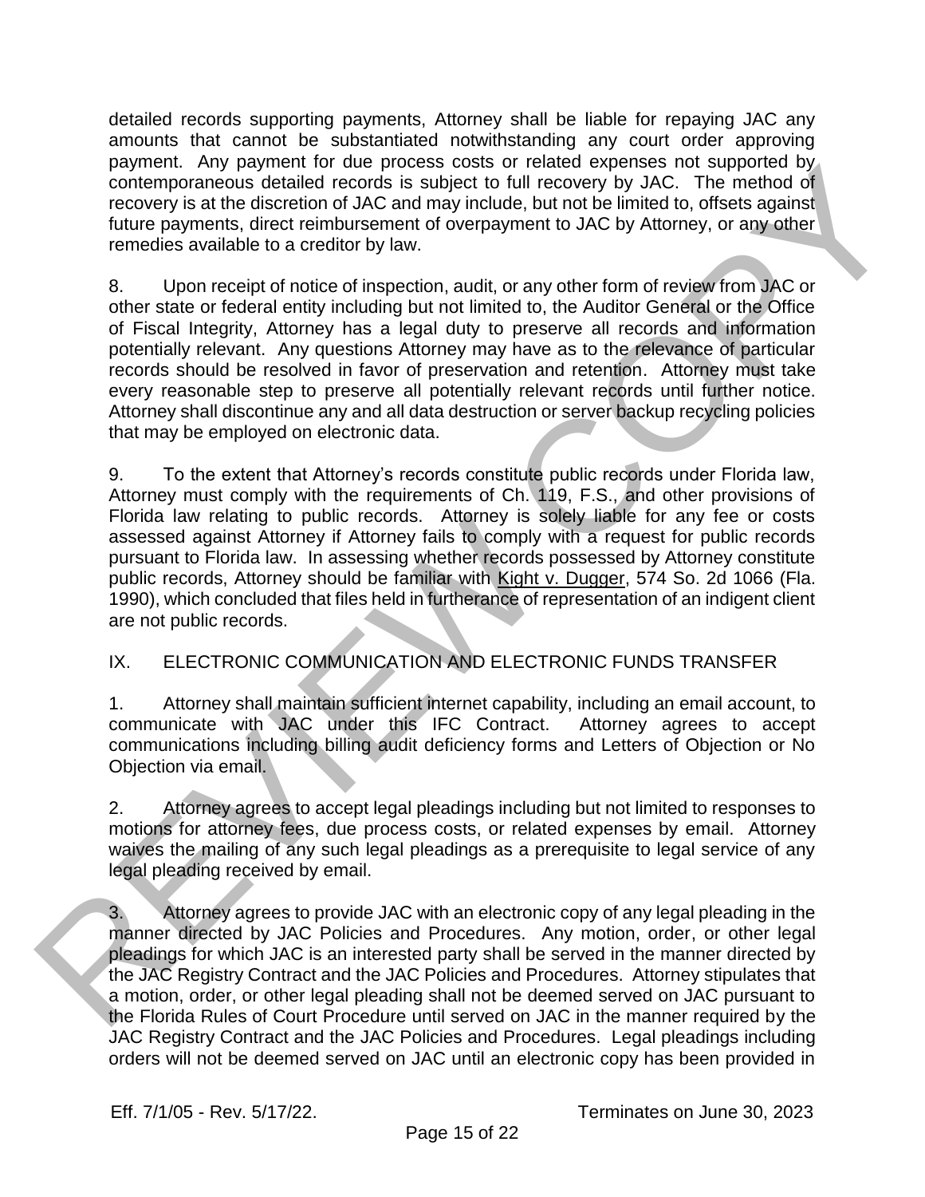detailed records supporting payments, Attorney shall be liable for repaying JAC any amounts that cannot be substantiated notwithstanding any court order approving payment. Any payment for due process costs or related expenses not supported by contemporaneous detailed records is subject to full recovery by JAC. The method of recovery is at the discretion of JAC and may include, but not be limited to, offsets against future payments, direct reimbursement of overpayment to JAC by Attorney, or any other remedies available to a creditor by law.

8. Upon receipt of notice of inspection, audit, or any other form of review from JAC or other state or federal entity including but not limited to, the Auditor General or the Office of Fiscal Integrity, Attorney has a legal duty to preserve all records and information potentially relevant. Any questions Attorney may have as to the relevance of particular records should be resolved in favor of preservation and retention. Attorney must take every reasonable step to preserve all potentially relevant records until further notice. Attorney shall discontinue any and all data destruction or server backup recycling policies that may be employed on electronic data.

9. To the extent that Attorney's records constitute public records under Florida law, Attorney must comply with the requirements of Ch. 119, F.S., and other provisions of Florida law relating to public records. Attorney is solely liable for any fee or costs assessed against Attorney if Attorney fails to comply with a request for public records pursuant to Florida law. In assessing whether records possessed by Attorney constitute public records, Attorney should be familiar with Kight v. Dugger, 574 So. 2d 1066 (Fla. 1990), which concluded that files held in furtherance of representation of an indigent client are not public records.

## IX. ELECTRONIC COMMUNICATION AND ELECTRONIC FUNDS TRANSFER

1. Attorney shall maintain sufficient internet capability, including an email account, to communicate with JAC under this IFC Contract. Attorney agrees to accept communications including billing audit deficiency forms and Letters of Objection or No Objection via email.

2. Attorney agrees to accept legal pleadings including but not limited to responses to motions for attorney fees, due process costs, or related expenses by email. Attorney waives the mailing of any such legal pleadings as a prerequisite to legal service of any legal pleading received by email.

3. Attorney agrees to provide JAC with an electronic copy of any legal pleading in the manner directed by JAC Policies and Procedures. Any motion, order, or other legal pleadings for which JAC is an interested party shall be served in the manner directed by the JAC Registry Contract and the JAC Policies and Procedures. Attorney stipulates that a motion, order, or other legal pleading shall not be deemed served on JAC pursuant to the Florida Rules of Court Procedure until served on JAC in the manner required by the JAC Registry Contract and the JAC Policies and Procedures. Legal pleadings including orders will not be deemed served on JAC until an electronic copy has been provided in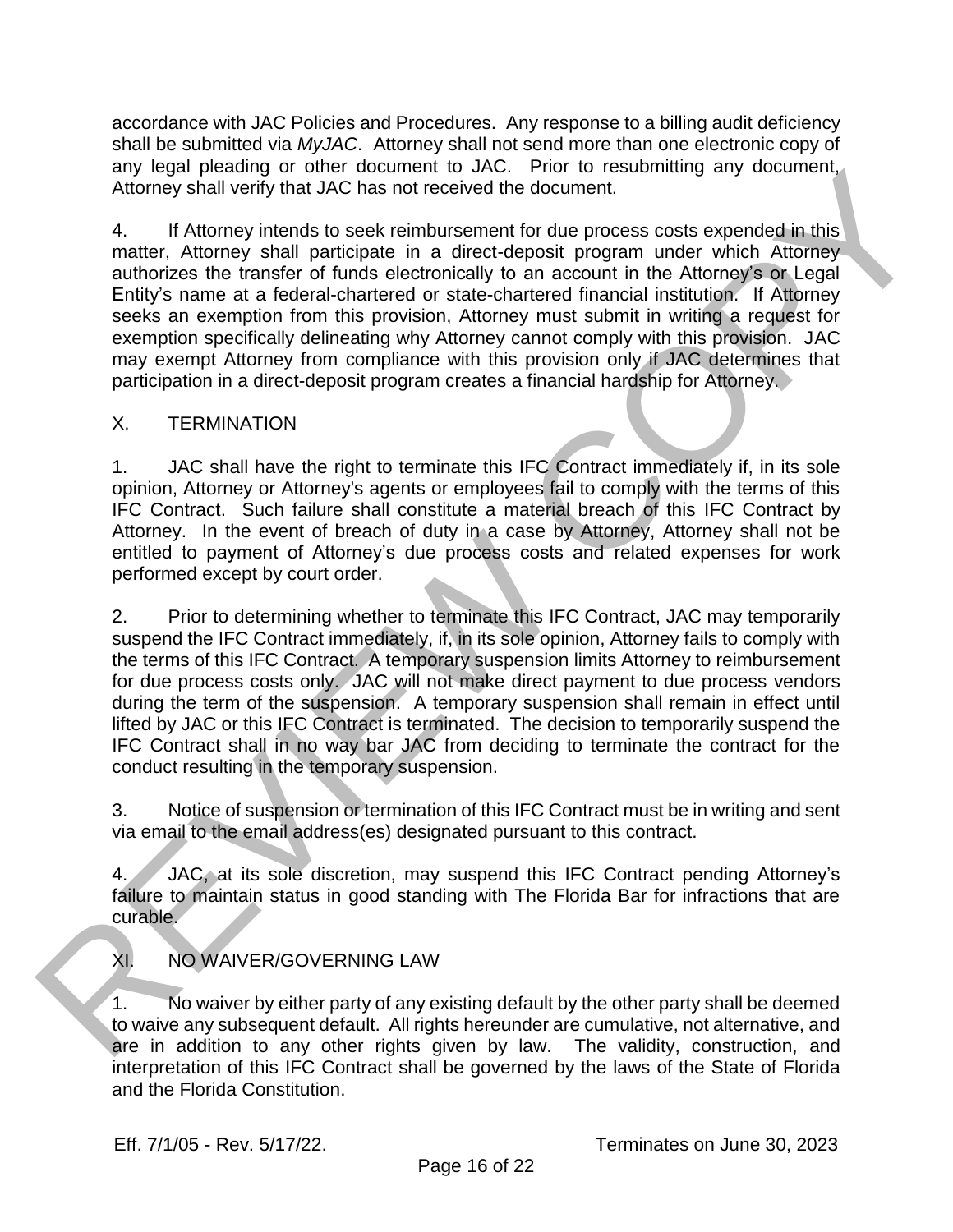accordance with JAC Policies and Procedures. Any response to a billing audit deficiency shall be submitted via *MyJAC*. Attorney shall not send more than one electronic copy of any legal pleading or other document to JAC. Prior to resubmitting any document, Attorney shall verify that JAC has not received the document.

4. If Attorney intends to seek reimbursement for due process costs expended in this matter, Attorney shall participate in a direct-deposit program under which Attorney authorizes the transfer of funds electronically to an account in the Attorney's or Legal Entity's name at a federal-chartered or state-chartered financial institution. If Attorney seeks an exemption from this provision, Attorney must submit in writing a request for exemption specifically delineating why Attorney cannot comply with this provision. JAC may exempt Attorney from compliance with this provision only if JAC determines that participation in a direct-deposit program creates a financial hardship for Attorney.

## X. TERMINATION

1. JAC shall have the right to terminate this IFC Contract immediately if, in its sole opinion, Attorney or Attorney's agents or employees fail to comply with the terms of this IFC Contract. Such failure shall constitute a material breach of this IFC Contract by Attorney. In the event of breach of duty in a case by Attorney, Attorney shall not be entitled to payment of Attorney's due process costs and related expenses for work performed except by court order.

2. Prior to determining whether to terminate this IFC Contract, JAC may temporarily suspend the IFC Contract immediately, if, in its sole opinion, Attorney fails to comply with the terms of this IFC Contract. A temporary suspension limits Attorney to reimbursement for due process costs only. JAC will not make direct payment to due process vendors during the term of the suspension. A temporary suspension shall remain in effect until lifted by JAC or this IFC Contract is terminated. The decision to temporarily suspend the IFC Contract shall in no way bar JAC from deciding to terminate the contract for the conduct resulting in the temporary suspension.

3. Notice of suspension or termination of this IFC Contract must be in writing and sent via email to the email address(es) designated pursuant to this contract.

4. JAC, at its sole discretion, may suspend this IFC Contract pending Attorney's failure to maintain status in good standing with The Florida Bar for infractions that are curable.

## XI. NO WAIVER/GOVERNING LAW

1. No waiver by either party of any existing default by the other party shall be deemed to waive any subsequent default. All rights hereunder are cumulative, not alternative, and are in addition to any other rights given by law. The validity, construction, and interpretation of this IFC Contract shall be governed by the laws of the State of Florida and the Florida Constitution.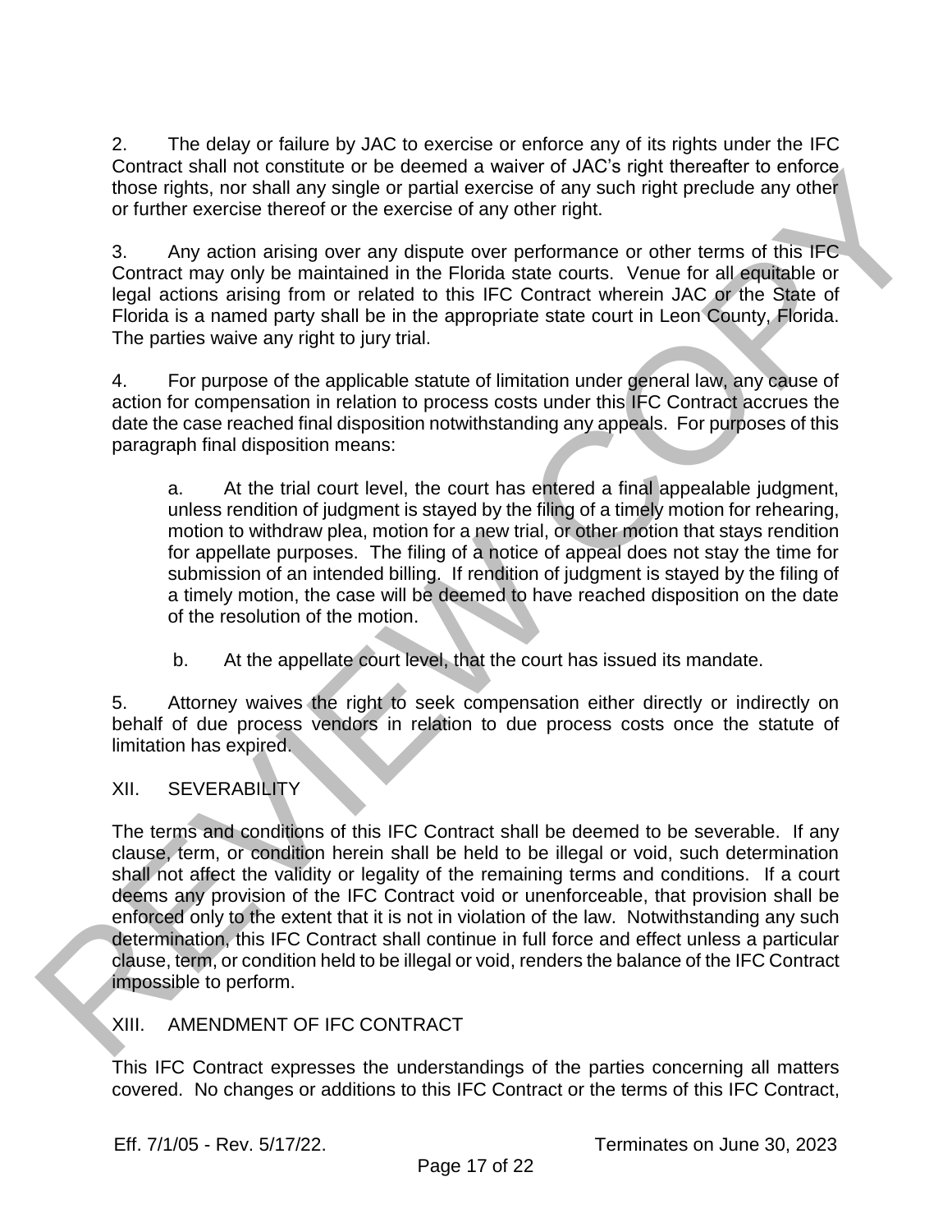2. The delay or failure by JAC to exercise or enforce any of its rights under the IFC Contract shall not constitute or be deemed a waiver of JAC's right thereafter to enforce those rights, nor shall any single or partial exercise of any such right preclude any other or further exercise thereof or the exercise of any other right.

3. Any action arising over any dispute over performance or other terms of this IFC Contract may only be maintained in the Florida state courts. Venue for all equitable or legal actions arising from or related to this IFC Contract wherein JAC or the State of Florida is a named party shall be in the appropriate state court in Leon County, Florida. The parties waive any right to jury trial.

4. For purpose of the applicable statute of limitation under general law, any cause of action for compensation in relation to process costs under this IFC Contract accrues the date the case reached final disposition notwithstanding any appeals. For purposes of this paragraph final disposition means:

a. At the trial court level, the court has entered a final appealable judgment, unless rendition of judgment is stayed by the filing of a timely motion for rehearing, motion to withdraw plea, motion for a new trial, or other motion that stays rendition for appellate purposes. The filing of a notice of appeal does not stay the time for submission of an intended billing. If rendition of judgment is stayed by the filing of a timely motion, the case will be deemed to have reached disposition on the date of the resolution of the motion.

b. At the appellate court level, that the court has issued its mandate.

5. Attorney waives the right to seek compensation either directly or indirectly on behalf of due process vendors in relation to due process costs once the statute of limitation has expired.

## XII. SEVERABILITY

The terms and conditions of this IFC Contract shall be deemed to be severable. If any clause, term, or condition herein shall be held to be illegal or void, such determination shall not affect the validity or legality of the remaining terms and conditions. If a court deems any provision of the IFC Contract void or unenforceable, that provision shall be enforced only to the extent that it is not in violation of the law. Notwithstanding any such determination, this IFC Contract shall continue in full force and effect unless a particular clause, term, or condition held to be illegal or void, renders the balance of the IFC Contract impossible to perform.

## XIII. AMENDMENT OF IFC CONTRACT

This IFC Contract expresses the understandings of the parties concerning all matters covered. No changes or additions to this IFC Contract or the terms of this IFC Contract,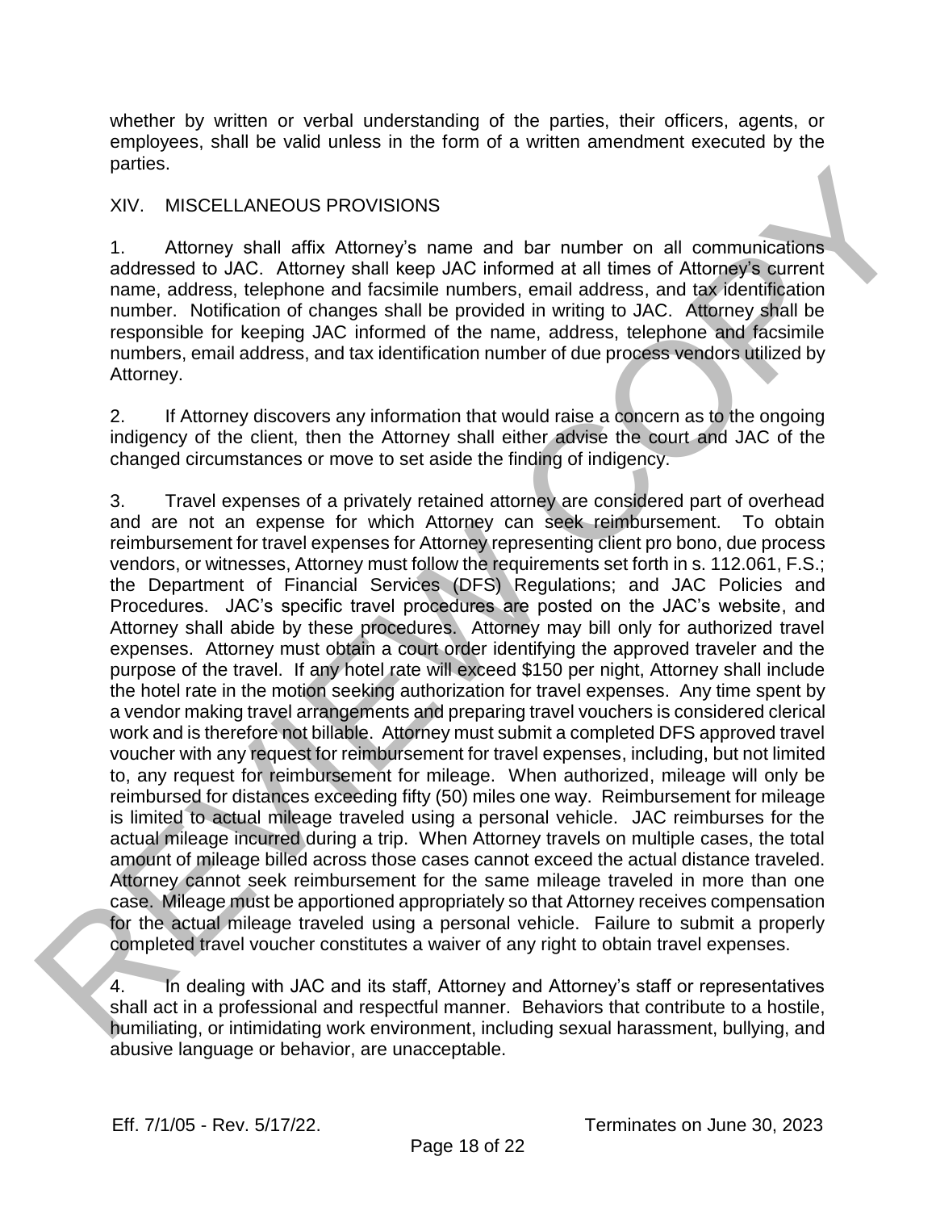whether by written or verbal understanding of the parties, their officers, agents, or employees, shall be valid unless in the form of a written amendment executed by the parties.

## XIV. MISCELLANEOUS PROVISIONS

1. Attorney shall affix Attorney's name and bar number on all communications addressed to JAC. Attorney shall keep JAC informed at all times of Attorney's current name, address, telephone and facsimile numbers, email address, and tax identification number. Notification of changes shall be provided in writing to JAC. Attorney shall be responsible for keeping JAC informed of the name, address, telephone and facsimile numbers, email address, and tax identification number of due process vendors utilized by Attorney.

2. If Attorney discovers any information that would raise a concern as to the ongoing indigency of the client, then the Attorney shall either advise the court and JAC of the changed circumstances or move to set aside the finding of indigency.

3. Travel expenses of a privately retained attorney are considered part of overhead and are not an expense for which Attorney can seek reimbursement. To obtain reimbursement for travel expenses for Attorney representing client pro bono, due process vendors, or witnesses, Attorney must follow the requirements set forth in s. 112.061, F.S.; the Department of Financial Services (DFS) Regulations; and JAC Policies and Procedures. JAC's specific travel procedures are posted on the JAC's website, and Attorney shall abide by these procedures. Attorney may bill only for authorized travel expenses. Attorney must obtain a court order identifying the approved traveler and the purpose of the travel. If any hotel rate will exceed $150 per night, Attorney shall include the hotel rate in the motion seeking authorization for travel expenses. Any time spent by a vendor making travel arrangements and preparing travel vouchers is considered clerical work and is therefore not billable. Attorney must submit a completed DFS approved travel voucher with any request for reimbursement for travel expenses, including, but not limited to, any request for reimbursement for mileage. When authorized, mileage will only be reimbursed for distances exceeding fifty (50) miles one way. Reimbursement for mileage is limited to actual mileage traveled using a personal vehicle. JAC reimburses for the actual mileage incurred during a trip. When Attorney travels on multiple cases, the total amount of mileage billed across those cases cannot exceed the actual distance traveled. Attorney cannot seek reimbursement for the same mileage traveled in more than one case. Mileage must be apportioned appropriately so that Attorney receives compensation for the actual mileage traveled using a personal vehicle. Failure to submit a properly completed travel voucher constitutes a waiver of any right to obtain travel expenses.

4. In dealing with JAC and its staff, Attorney and Attorney's staff or representatives shall act in a professional and respectful manner. Behaviors that contribute to a hostile, humiliating, or intimidating work environment, including sexual harassment, bullying, and abusive language or behavior, are unacceptable.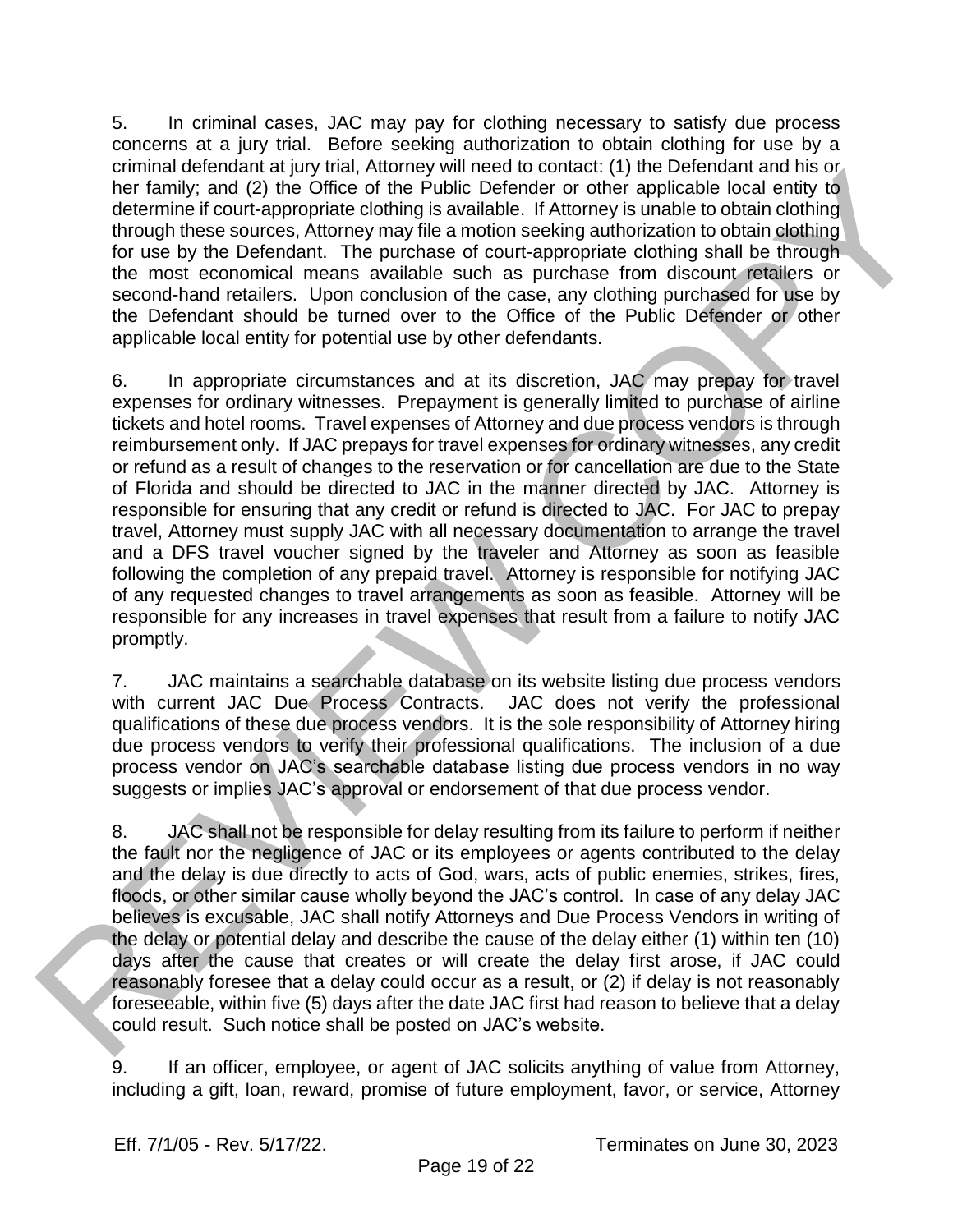5. In criminal cases, JAC may pay for clothing necessary to satisfy due process concerns at a jury trial. Before seeking authorization to obtain clothing for use by a criminal defendant at jury trial, Attorney will need to contact: (1) the Defendant and his or her family; and (2) the Office of the Public Defender or other applicable local entity to determine if court-appropriate clothing is available. If Attorney is unable to obtain clothing through these sources, Attorney may file a motion seeking authorization to obtain clothing for use by the Defendant. The purchase of court-appropriate clothing shall be through the most economical means available such as purchase from discount retailers or second-hand retailers. Upon conclusion of the case, any clothing purchased for use by the Defendant should be turned over to the Office of the Public Defender or other applicable local entity for potential use by other defendants.

6. In appropriate circumstances and at its discretion, JAC may prepay for travel expenses for ordinary witnesses. Prepayment is generally limited to purchase of airline tickets and hotel rooms. Travel expenses of Attorney and due process vendors is through reimbursement only. If JAC prepays for travel expenses for ordinary witnesses, any credit or refund as a result of changes to the reservation or for cancellation are due to the State of Florida and should be directed to JAC in the manner directed by JAC. Attorney is responsible for ensuring that any credit or refund is directed to JAC. For JAC to prepay travel, Attorney must supply JAC with all necessary documentation to arrange the travel and a DFS travel voucher signed by the traveler and Attorney as soon as feasible following the completion of any prepaid travel. Attorney is responsible for notifying JAC of any requested changes to travel arrangements as soon as feasible. Attorney will be responsible for any increases in travel expenses that result from a failure to notify JAC promptly.

7. JAC maintains a searchable database on its website listing due process vendors with current JAC Due Process Contracts. JAC does not verify the professional qualifications of these due process vendors. It is the sole responsibility of Attorney hiring due process vendors to verify their professional qualifications. The inclusion of a due process vendor on JAC's searchable database listing due process vendors in no way suggests or implies JAC's approval or endorsement of that due process vendor.

8. JAC shall not be responsible for delay resulting from its failure to perform if neither the fault nor the negligence of JAC or its employees or agents contributed to the delay and the delay is due directly to acts of God, wars, acts of public enemies, strikes, fires, floods, or other similar cause wholly beyond the JAC's control. In case of any delay JAC believes is excusable, JAC shall notify Attorneys and Due Process Vendors in writing of the delay or potential delay and describe the cause of the delay either (1) within ten (10) days after the cause that creates or will create the delay first arose, if JAC could reasonably foresee that a delay could occur as a result, or (2) if delay is not reasonably foreseeable, within five (5) days after the date JAC first had reason to believe that a delay could result. Such notice shall be posted on JAC's website.

9. If an officer, employee, or agent of JAC solicits anything of value from Attorney, including a gift, loan, reward, promise of future employment, favor, or service, Attorney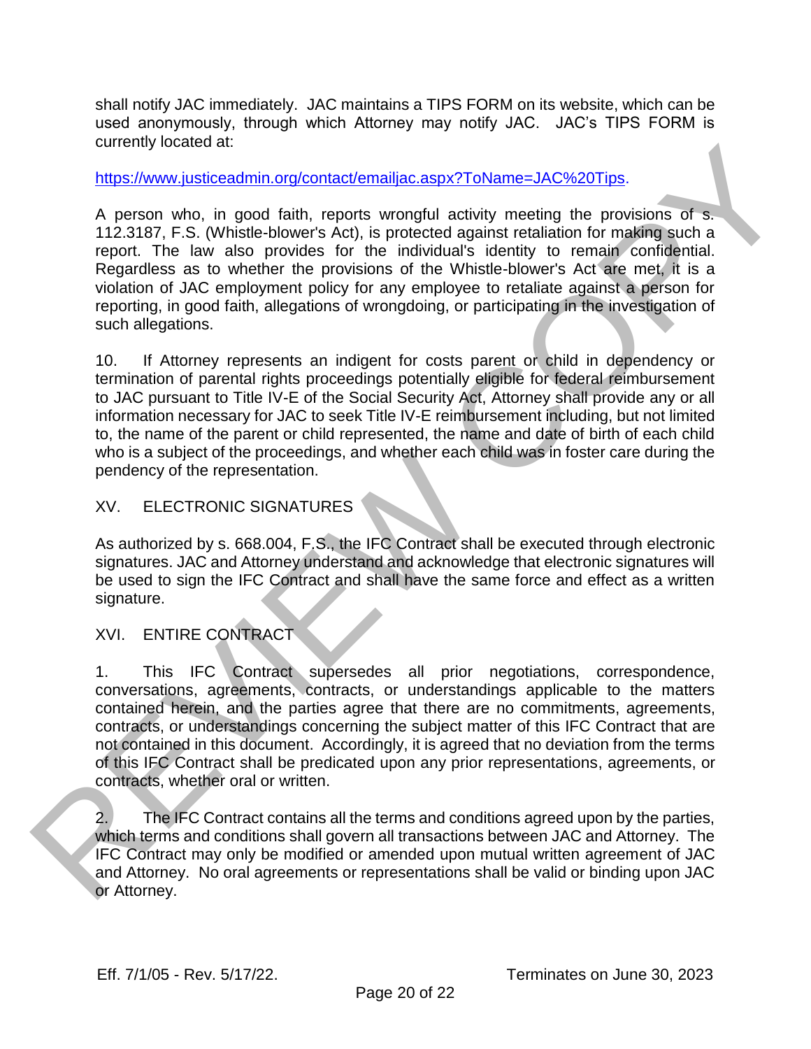shall notify JAC immediately. JAC maintains a TIPS FORM on its website, which can be used anonymously, through which Attorney may notify JAC. JAC's TIPS FORM is currently located at:

https://www.justiceadmin.org/contact/emailjac.aspx?ToName=JAC%20Tips.

A person who, in good faith, reports wrongful activity meeting the provisions of s. 112.3187, F.S. (Whistle-blower's Act), is protected against retaliation for making such a report. The law also provides for the individual's identity to remain confidential. Regardless as to whether the provisions of the Whistle-blower's Act are met, it is a violation of JAC employment policy for any employee to retaliate against a person for reporting, in good faith, allegations of wrongdoing, or participating in the investigation of such allegations.

10. If Attorney represents an indigent for costs parent or child in dependency or termination of parental rights proceedings potentially eligible for federal reimbursement to JAC pursuant to Title IV-E of the Social Security Act, Attorney shall provide any or all information necessary for JAC to seek Title IV-E reimbursement including, but not limited to, the name of the parent or child represented, the name and date of birth of each child who is a subject of the proceedings, and whether each child was in foster care during the pendency of the representation.

## XV. ELECTRONIC SIGNATURES

As authorized by s. 668.004, F.S., the IFC Contract shall be executed through electronic signatures. JAC and Attorney understand and acknowledge that electronic signatures will be used to sign the IFC Contract and shall have the same force and effect as a written signature.

## XVI. ENTIRE CONTRACT

1. This IFC Contract supersedes all prior negotiations, correspondence, conversations, agreements, contracts, or understandings applicable to the matters contained herein, and the parties agree that there are no commitments, agreements, contracts, or understandings concerning the subject matter of this IFC Contract that are not contained in this document. Accordingly, it is agreed that no deviation from the terms of this IFC Contract shall be predicated upon any prior representations, agreements, or contracts, whether oral or written.

2. The IFC Contract contains all the terms and conditions agreed upon by the parties, which terms and conditions shall govern all transactions between JAC and Attorney. The IFC Contract may only be modified or amended upon mutual written agreement of JAC and Attorney. No oral agreements or representations shall be valid or binding upon JAC or Attorney.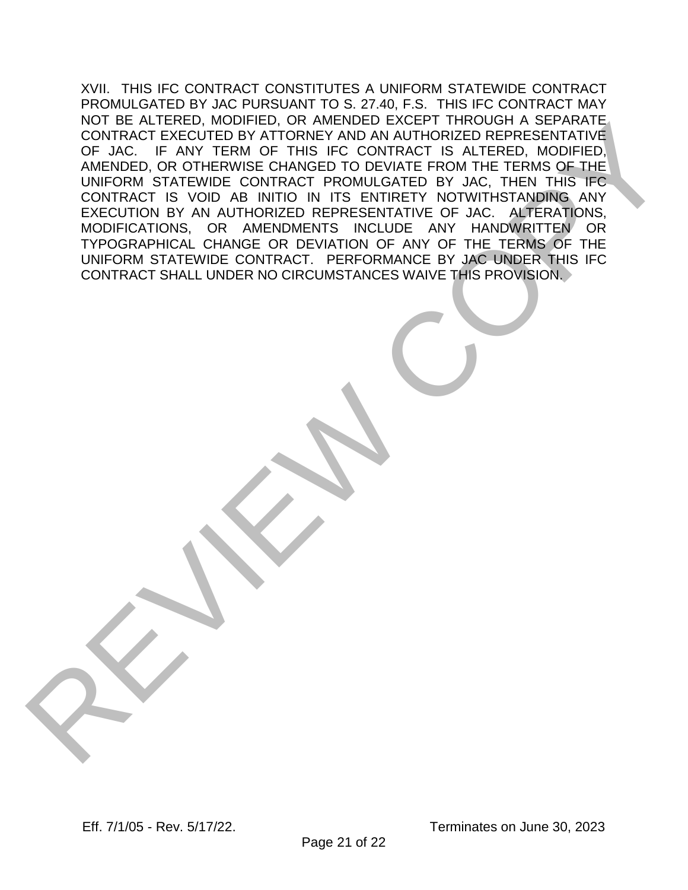XVII. THIS IFC CONTRACT CONSTITUTES A UNIFORM STATEWIDE CONTRACT PROMULGATED BY JAC PURSUANT TO S. 27.40, F.S. THIS IFC CONTRACT MAY NOT BE ALTERED, MODIFIED, OR AMENDED EXCEPT THROUGH A SEPARATE CONTRACT EXECUTED BY ATTORNEY AND AN AUTHORIZED REPRESENTATIVE OF JAC. IF ANY TERM OF THIS IFC CONTRACT IS ALTERED, MODIFIED, AMENDED, OR OTHERWISE CHANGED TO DEVIATE FROM THE TERMS OF THE UNIFORM STATEWIDE CONTRACT PROMULGATED BY JAC, THEN THIS IFC CONTRACT IS VOID AB INITIO IN ITS ENTIRETY NOTWITHSTANDING ANY EXECUTION BY AN AUTHORIZED REPRESENTATIVE OF JAC. ALTERATIONS, MODIFICATIONS, OR AMENDMENTS INCLUDE ANY HANDWRITTEN OR TYPOGRAPHICAL CHANGE OR DEVIATION OF ANY OF THE TERMS OF THE UNIFORM STATEWIDE CONTRACT. PERFORMANCE BY JAC UNDER THIS IFC CONTRACT SHALL UNDER NO CIRCUMSTANCES WAIVE THIS PROVISION.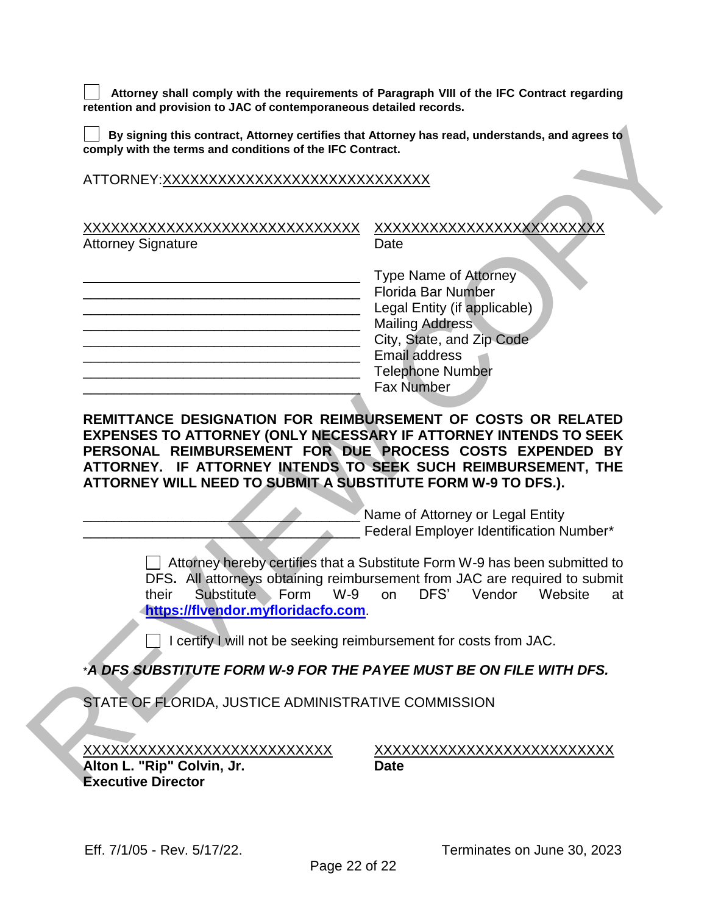☐ **Attorney shall comply with the requirements of Paragraph VIII of the IFC Contract regarding retention and provision to JAC of contemporaneous detailed records.**

☐ **By signing this contract, Attorney certifies that Attorney has read, understands, and agrees to comply with the terms and conditions of the IFC Contract.**

ATTORNEY:XXXXXXXXXXXXXXXXXXXXXXXXXXXXX

| | |
|---|---|
| XXXXXXXXXXXXXXXXXXXXXXXXXXXXXX | XXXXXXXXXXXXXXXXXXXXXXXXX |
| Attorney Signature | Date |

___________________________________ Type Name of Attorney
___________________________________ Florida Bar Number
___________________________________ Legal Entity (if applicable)
___________________________________ Mailing Address
___________________________________ City, State, and Zip Code
___________________________________ Email address
___________________________________ Telephone Number
___________________________________ Fax Number

**REMITTANCE DESIGNATION FOR REIMBURSEMENT OF COSTS OR RELATED EXPENSES TO ATTORNEY (ONLY NECESSARY IF ATTORNEY INTENDS TO SEEK PERSONAL REIMBURSEMENT FOR DUE PROCESS COSTS EXPENDED BY ATTORNEY. IF ATTORNEY INTENDS TO SEEK SUCH REIMBURSEMENT, THE ATTORNEY WILL NEED TO SUBMIT A SUBSTITUTE FORM W-9 TO DFS.).**

___________________________________ Name of Attorney or Legal Entity
___________________________________ Federal Employer Identification Number*

☐ Attorney hereby certifies that a Substitute Form W-9 has been submitted to DFS**.** All attorneys obtaining reimbursement from JAC are required to submit their Substitute Form W-9 on DFS' Vendor Website at **https://flvendor.myfloridacfo.com**.

☐ I certify I will not be seeking reimbursement for costs from JAC.

\****A DFS SUBSTITUTE FORM W-9 FOR THE PAYEE MUST BE ON FILE WITH DFS.***

STATE OF FLORIDA, JUSTICE ADMINISTRATIVE COMMISSION

| | |
|---|---|
| XXXXXXXXXXXXXXXXXXXXXXXXXXX | XXXXXXXXXXXXXXXXXXXXXXXXXX |
| **Alton L. "Rip" Colvin, Jr.** | **Date** |
| **Executive Director** | |

Eff. 7/1/05 - Rev. 5/17/22. Terminates on June 30, 2023